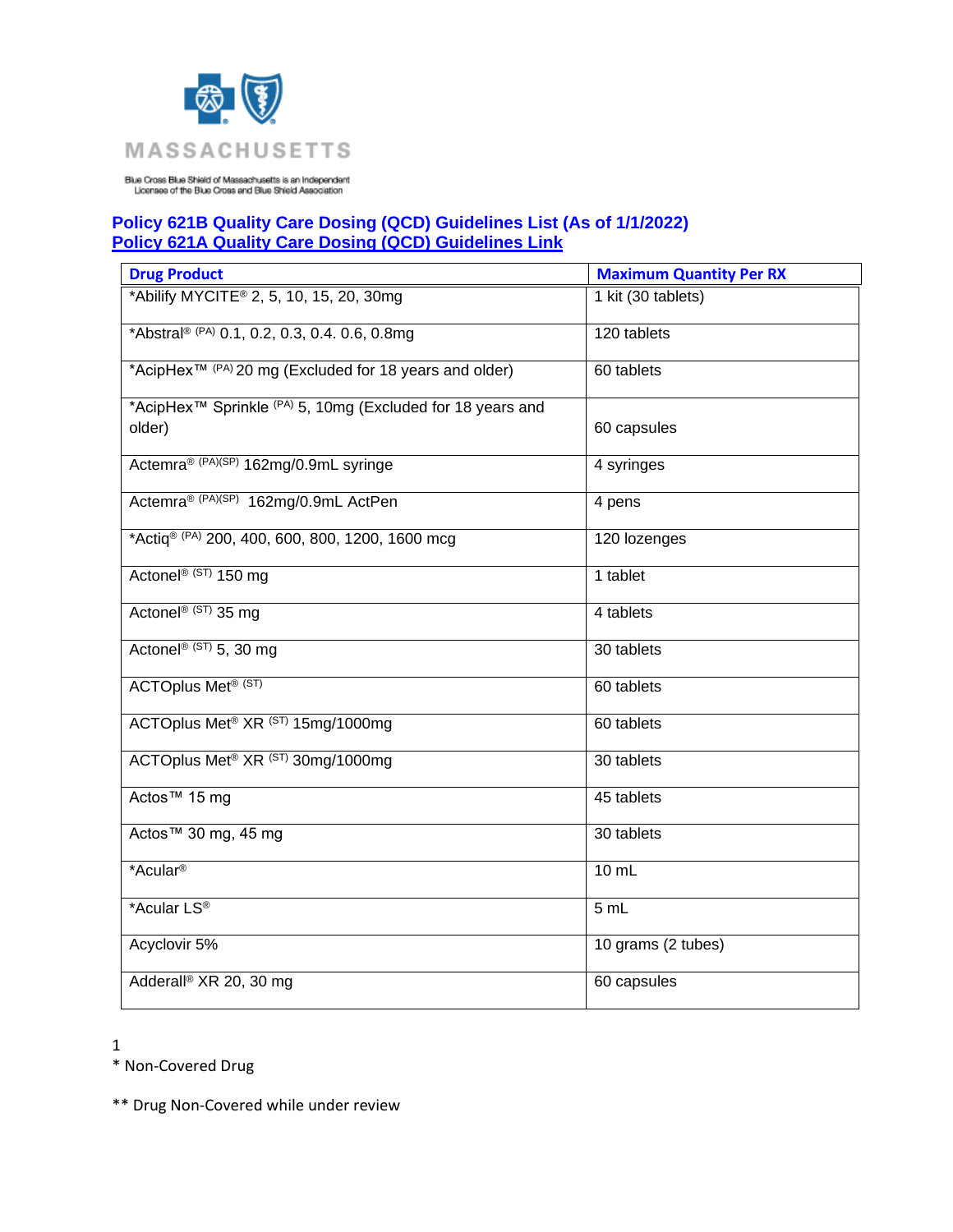MASSACHUSETTS

Blue Cross Blue Shield of Massachusetts is an Independent Licensee of the Blue Cross and Blue Shield Association

**Policy 621B Quality Care Dosing (QCD) Guidelines List (As of 1/1/2022)**
**Policy 621A Quality Care Dosing (QCD) Guidelines Link**

| Drug Product | Maximum Quantity Per RX |
|---|---|
| *Abilify MYCITE® 2, 5, 10, 15, 20, 30mg | 1 kit (30 tablets) |
| *Abstral® (PA) 0.1, 0.2, 0.3, 0.4. 0.6, 0.8mg | 120 tablets |
| *AcipHex™ (PA) 20 mg (Excluded for 18 years and older) | 60 tablets |
| *AcipHex™ Sprinkle (PA) 5, 10mg (Excluded for 18 years and older) | 60 capsules |
| Actemra® (PA)(SP) 162mg/0.9mL syringe | 4 syringes |
| Actemra® (PA)(SP) 162mg/0.9mL ActPen | 4 pens |
| *Actiq® (PA) 200, 400, 600, 800, 1200, 1600 mcg | 120 lozenges |
| Actonel® (ST) 150 mg | 1 tablet |
| Actonel® (ST) 35 mg | 4 tablets |
| Actonel® (ST) 5, 30 mg | 30 tablets |
| ACTOplus Met® (ST) | 60 tablets |
| ACTOplus Met® XR (ST) 15mg/1000mg | 60 tablets |
| ACTOplus Met® XR (ST) 30mg/1000mg | 30 tablets |
| Actos™ 15 mg | 45 tablets |
| Actos™ 30 mg, 45 mg | 30 tablets |
| *Acular® | 10 mL |
| *Acular LS® | 5 mL |
| Acyclovir 5% | 10 grams (2 tubes) |
| Adderall® XR 20, 30 mg | 60 capsules |

* Non-Covered Drug

** Drug Non-Covered while under review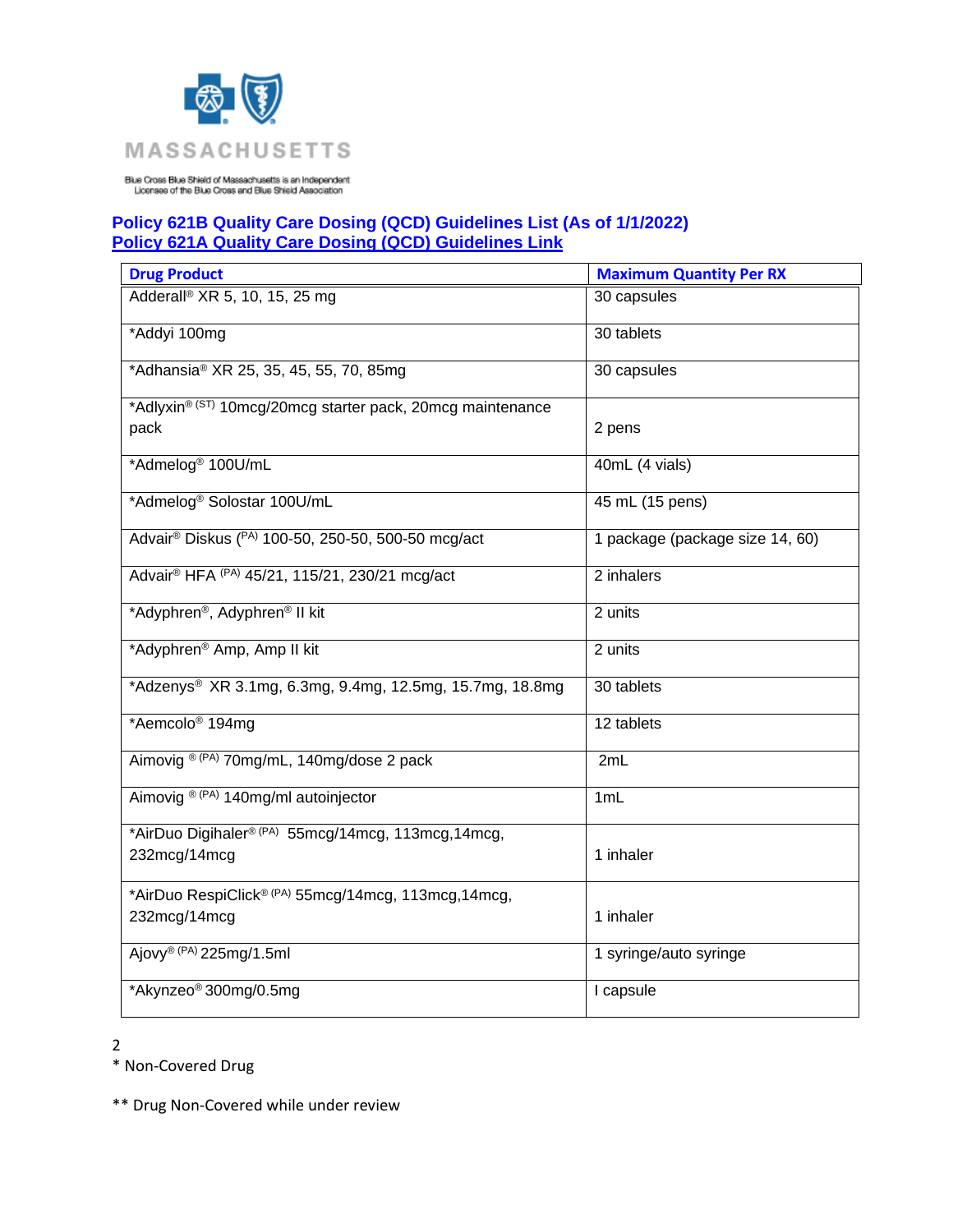MASSACHUSETTS

Blue Cross Blue Shield of Massachusetts is an Independent Licensee of the Blue Cross and Blue Shield Association

**Policy 621B Quality Care Dosing (QCD) Guidelines List (As of 1/1/2022)**
**Policy 621A Quality Care Dosing (QCD) Guidelines Link**

| Drug Product | Maximum Quantity Per RX |
|---|---|
| Adderall® XR 5, 10, 15, 25 mg | 30 capsules |
| *Addyi 100mg | 30 tablets |
| *Adhansia® XR 25, 35, 45, 55, 70, 85mg | 30 capsules |
| *Adlyxin® (ST) 10mcg/20mcg starter pack, 20mcg maintenance pack | 2 pens |
| *Admelog® 100U/mL | 40mL (4 vials) |
| *Admelog® Solostar 100U/mL | 45 mL (15 pens) |
| Advair® Diskus (PA) 100-50, 250-50, 500-50 mcg/act | 1 package (package size 14, 60) |
| Advair® HFA (PA) 45/21, 115/21, 230/21 mcg/act | 2 inhalers |
| *Adyphren®, Adyphren® II kit | 2 units |
| *Adyphren® Amp, Amp II kit | 2 units |
| *Adzenys® XR 3.1mg, 6.3mg, 9.4mg, 12.5mg, 15.7mg, 18.8mg | 30 tablets |
| *Aemcolo® 194mg | 12 tablets |
| Aimovig ® (PA) 70mg/mL, 140mg/dose 2 pack | 2mL |
| Aimovig ® (PA) 140mg/ml autoinjector | 1mL |
| *AirDuo Digihaler® (PA) 55mcg/14mcg, 113mcg,14mcg, 232mcg/14mcg | 1 inhaler |
| *AirDuo RespiClick® (PA) 55mcg/14mcg, 113mcg,14mcg, 232mcg/14mcg | 1 inhaler |
| Ajovy® (PA) 225mg/1.5ml | 1 syringe/auto syringe |
| *Akynzeo® 300mg/0.5mg | I capsule |

\* Non-Covered Drug

\*\* Drug Non-Covered while under review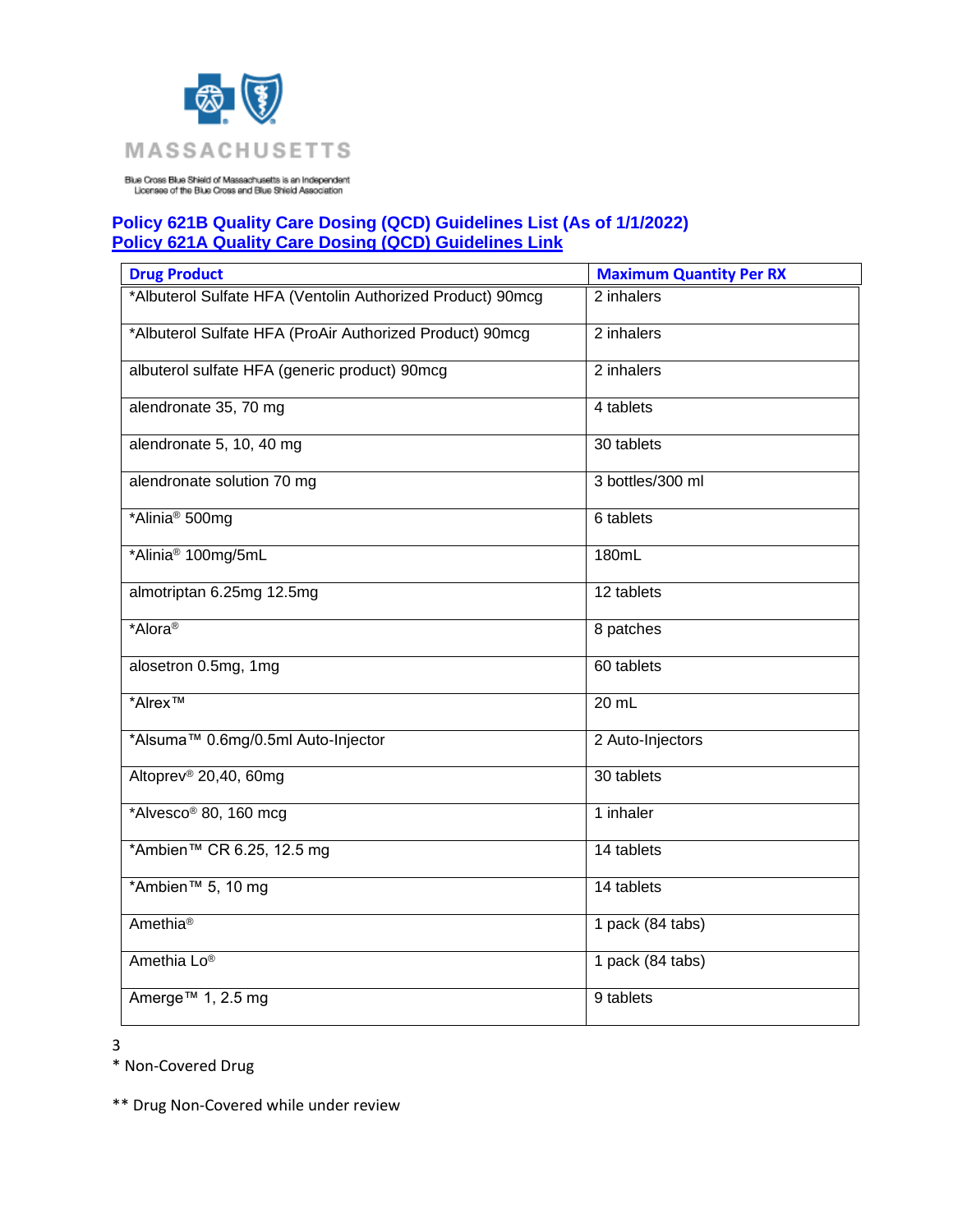MASSACHUSETTS

Blue Cross Blue Shield of Massachusetts is an Independent Licensee of the Blue Cross and Blue Shield Association

**Policy 621B Quality Care Dosing (QCD) Guidelines List (As of 1/1/2022)**
**Policy 621A Quality Care Dosing (QCD) Guidelines Link**

| Drug Product | Maximum Quantity Per RX |
| --- | --- |
| *Albuterol Sulfate HFA (Ventolin Authorized Product) 90mcg | 2 inhalers |
| *Albuterol Sulfate HFA (ProAir Authorized Product) 90mcg | 2 inhalers |
| albuterol sulfate HFA (generic product) 90mcg | 2 inhalers |
| alendronate 35, 70 mg | 4 tablets |
| alendronate 5, 10, 40 mg | 30 tablets |
| alendronate solution 70 mg | 3 bottles/300 ml |
| *Alinia® 500mg | 6 tablets |
| *Alinia® 100mg/5mL | 180mL |
| almotriptan 6.25mg 12.5mg | 12 tablets |
| *Alora® | 8 patches |
| alosetron 0.5mg, 1mg | 60 tablets |
| *Alrex™ | 20 mL |
| *Alsuma™ 0.6mg/0.5ml Auto-Injector | 2 Auto-Injectors |
| Altoprev® 20,40, 60mg | 30 tablets |
| *Alvesco® 80, 160 mcg | 1 inhaler |
| *Ambien™ CR 6.25, 12.5 mg | 14 tablets |
| *Ambien™ 5, 10 mg | 14 tablets |
| Amethia® | 1 pack (84 tabs) |
| Amethia Lo® | 1 pack (84 tabs) |
| Amerge™ 1, 2.5 mg | 9 tablets |

\* Non-Covered Drug

\** Drug Non-Covered while under review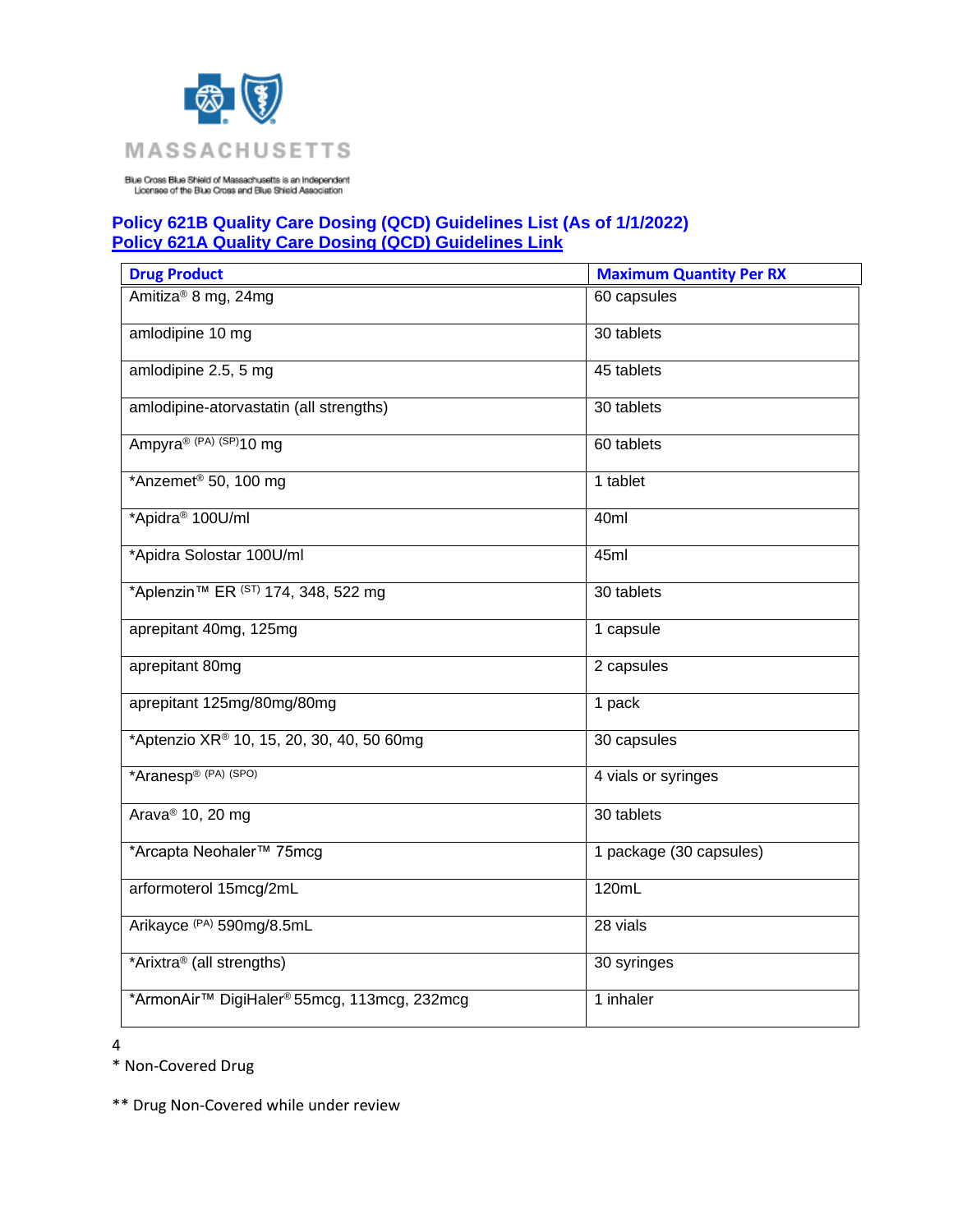MASSACHUSETTS

Blue Cross Blue Shield of Massachusetts is an Independent Licensee of the Blue Cross and Blue Shield Association

**Policy 621B Quality Care Dosing (QCD) Guidelines List (As of 1/1/2022)**
**Policy 621A Quality Care Dosing (QCD) Guidelines Link**

| Drug Product | Maximum Quantity Per RX |
|---|---|
| Amitiza® 8 mg, 24mg | 60 capsules |
| amlodipine 10 mg | 30 tablets |
| amlodipine 2.5, 5 mg | 45 tablets |
| amlodipine-atorvastatin (all strengths) | 30 tablets |
| Ampyra® (PA) (SP) 10 mg | 60 tablets |
| *Anzemet® 50, 100 mg | 1 tablet |
| *Apidra® 100U/ml | 40ml |
| *Apidra Solostar 100U/ml | 45ml |
| *Aplenzin™ ER (ST) 174, 348, 522 mg | 30 tablets |
| aprepitant 40mg, 125mg | 1 capsule |
| aprepitant 80mg | 2 capsules |
| aprepitant 125mg/80mg/80mg | 1 pack |
| *Aptenzio XR® 10, 15, 20, 30, 40, 50 60mg | 30 capsules |
| *Aranesp® (PA) (SPO) | 4 vials or syringes |
| Arava® 10, 20 mg | 30 tablets |
| *Arcapta Neohaler™ 75mcg | 1 package (30 capsules) |
| arformoterol 15mcg/2mL | 120mL |
| Arikayce (PA) 590mg/8.5mL | 28 vials |
| *Arixtra® (all strengths) | 30 syringes |
| *ArmonAir™ DigiHaler® 55mcg, 113mcg, 232mcg | 1 inhaler |

\* Non-Covered Drug

** Drug Non-Covered while under review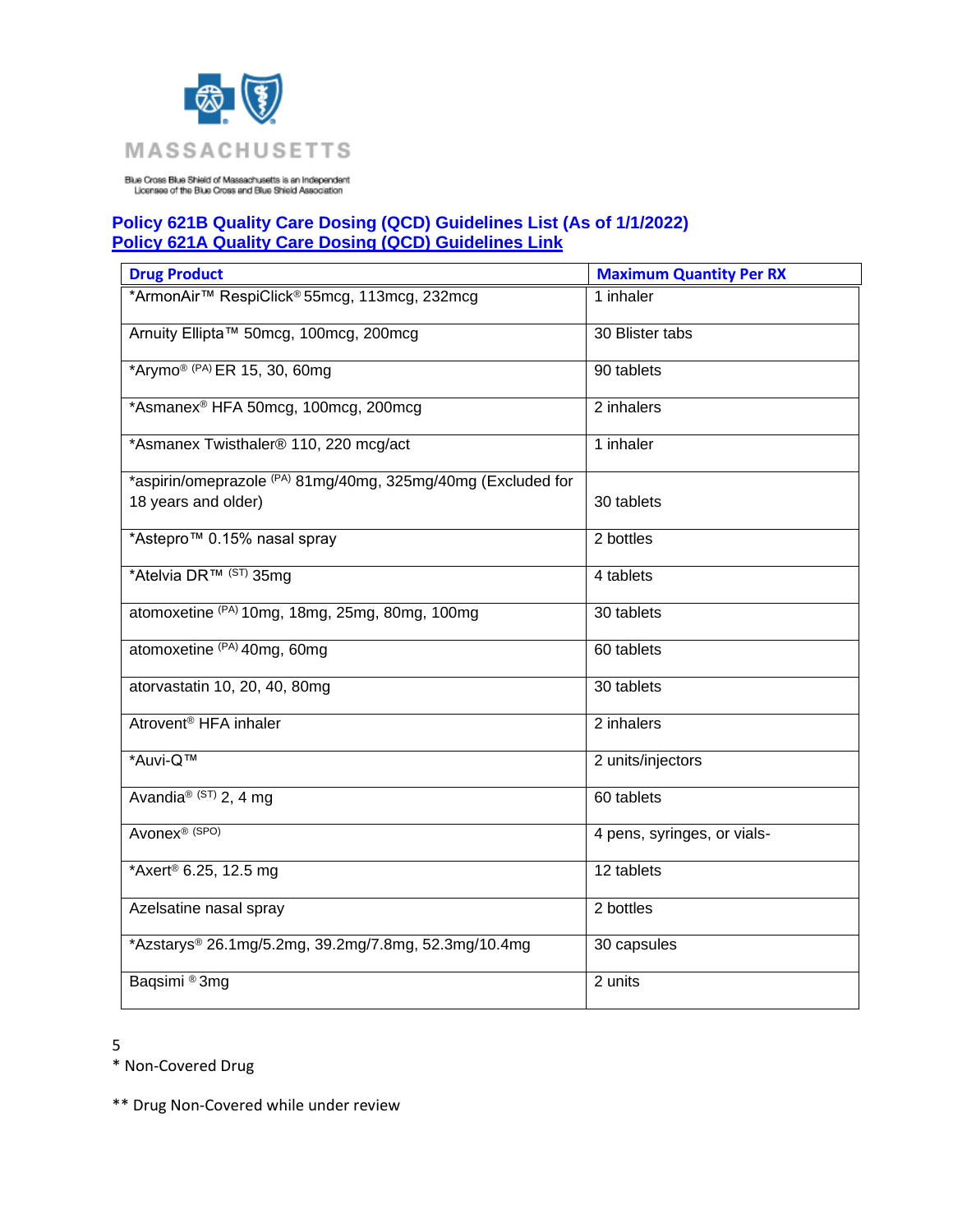MASSACHUSETTS

Blue Cross Blue Shield of Massachusetts is an Independent Licensee of the Blue Cross and Blue Shield Association

**Policy 621B Quality Care Dosing (QCD) Guidelines List (As of 1/1/2022)**
**Policy 621A Quality Care Dosing (QCD) Guidelines Link**

| Drug Product | Maximum Quantity Per RX |
|---|---|
| *ArmonAir™ RespiClick® 55mcg, 113mcg, 232mcg | 1 inhaler |
| Arnuity Ellipta™ 50mcg, 100mcg, 200mcg | 30 Blister tabs |
| *Arymo® (PA) ER 15, 30, 60mg | 90 tablets |
| *Asmanex® HFA 50mcg, 100mcg, 200mcg | 2 inhalers |
| *Asmanex Twisthaler® 110, 220 mcg/act | 1 inhaler |
| *aspirin/omeprazole (PA) 81mg/40mg, 325mg/40mg (Excluded for 18 years and older) | 30 tablets |
| *Astepro™ 0.15% nasal spray | 2 bottles |
| *Atelvia DR™ (ST) 35mg | 4 tablets |
| atomoxetine (PA) 10mg, 18mg, 25mg, 80mg, 100mg | 30 tablets |
| atomoxetine (PA) 40mg, 60mg | 60 tablets |
| atorvastatin 10, 20, 40, 80mg | 30 tablets |
| Atrovent® HFA inhaler | 2 inhalers |
| *Auvi-Q™ | 2 units/injectors |
| Avandia® (ST) 2, 4 mg | 60 tablets |
| Avonex® (SPO) | 4 pens, syringes, or vials- |
| *Axert® 6.25, 12.5 mg | 12 tablets |
| Azelsatine nasal spray | 2 bottles |
| *Azstarys® 26.1mg/5.2mg, 39.2mg/7.8mg, 52.3mg/10.4mg | 30 capsules |
| Baqsimi ® 3mg | 2 units |

\* Non-Covered Drug

** Drug Non-Covered while under review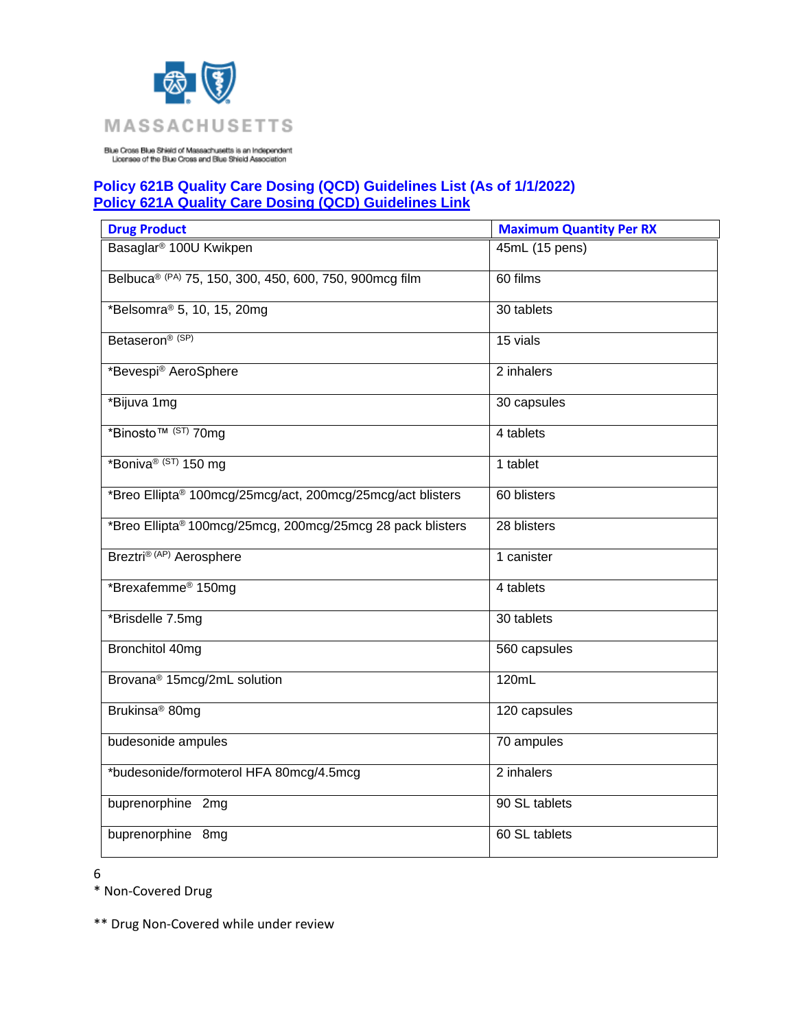MASSACHUSETTS

Blue Cross Blue Shield of Massachusetts is an Independent Licensee of the Blue Cross and Blue Shield Association

**Policy 621B Quality Care Dosing (QCD) Guidelines List (As of 1/1/2022)**
**Policy 621A Quality Care Dosing (QCD) Guidelines Link**

| Drug Product | Maximum Quantity Per RX |
|---|---|
| Basaglar® 100U Kwikpen | 45mL (15 pens) |
| Belbuca® (PA) 75, 150, 300, 450, 600, 750, 900mcg film | 60 films |
| *Belsomra® 5, 10, 15, 20mg | 30 tablets |
| Betaseron® (SP) | 15 vials |
| *Bevespi® AeroSphere | 2 inhalers |
| *Bijuva 1mg | 30 capsules |
| *Binosto™ (ST) 70mg | 4 tablets |
| *Boniva® (ST) 150 mg | 1 tablet |
| *Breo Ellipta® 100mcg/25mcg/act, 200mcg/25mcg/act blisters | 60 blisters |
| *Breo Ellipta® 100mcg/25mcg, 200mcg/25mcg 28 pack blisters | 28 blisters |
| Breztri® (AP) Aerosphere | 1 canister |
| *Brexafemme® 150mg | 4 tablets |
| *Brisdelle 7.5mg | 30 tablets |
| Bronchitol 40mg | 560 capsules |
| Brovana® 15mcg/2mL solution | 120mL |
| Brukinsa® 80mg | 120 capsules |
| budesonide ampules | 70 ampules |
| *budesonide/formoterol HFA 80mcg/4.5mcg | 2 inhalers |
| buprenorphine 2mg | 90 SL tablets |
| buprenorphine 8mg | 60 SL tablets |

* Non-Covered Drug

** Drug Non-Covered while under review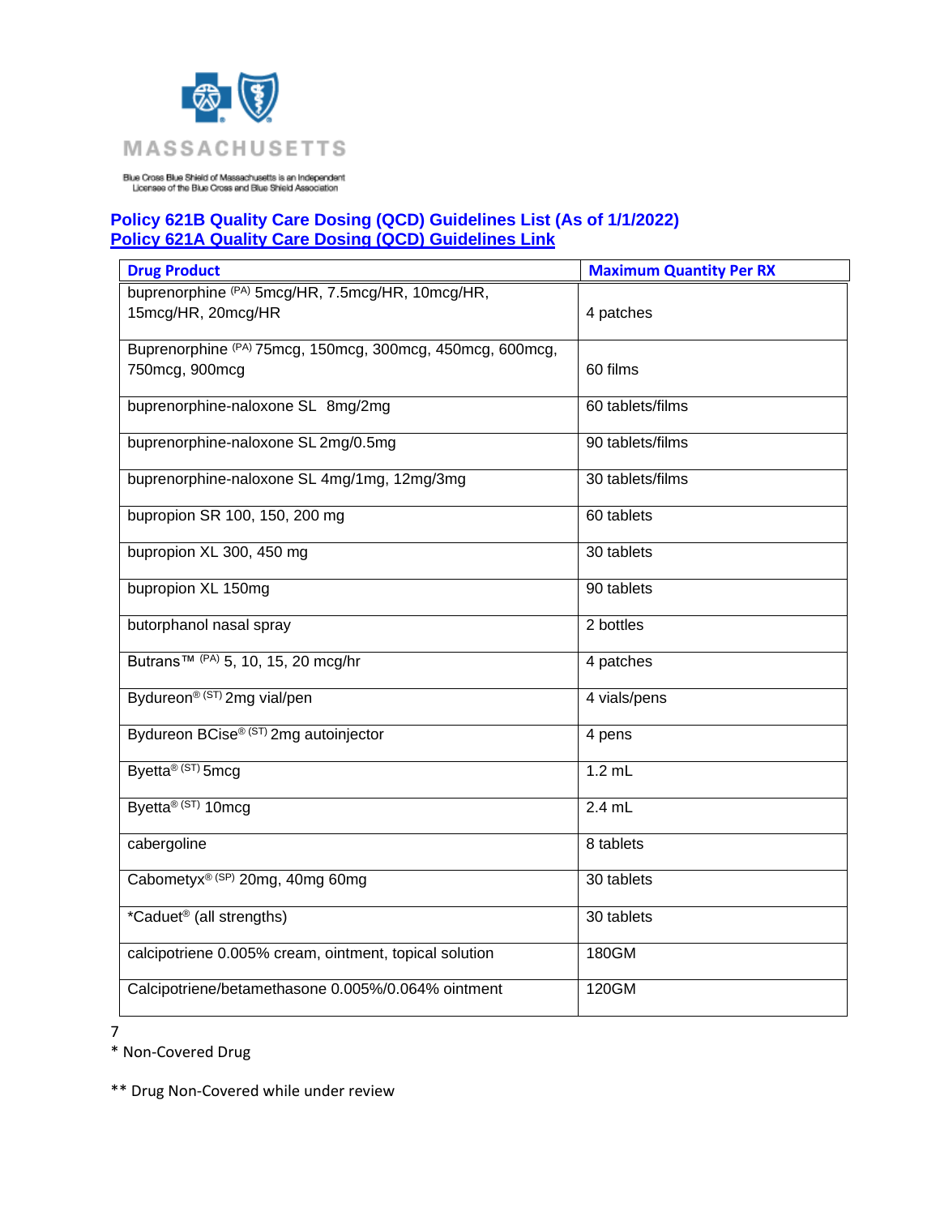**Policy 621B Quality Care Dosing (QCD) Guidelines List (As of 1/1/2022)**
**Policy 621A Quality Care Dosing (QCD) Guidelines Link**

| Drug Product | Maximum Quantity Per RX |
|---|---|
| buprenorphine (PA) 5mcg/HR, 7.5mcg/HR, 10mcg/HR, 15mcg/HR, 20mcg/HR | 4 patches |
| Buprenorphine (PA) 75mcg, 150mcg, 300mcg, 450mcg, 600mcg, 750mcg, 900mcg | 60 films |
| buprenorphine-naloxone SL 8mg/2mg | 60 tablets/films |
| buprenorphine-naloxone SL 2mg/0.5mg | 90 tablets/films |
| buprenorphine-naloxone SL 4mg/1mg, 12mg/3mg | 30 tablets/films |
| bupropion SR 100, 150, 200 mg | 60 tablets |
| bupropion XL 300, 450 mg | 30 tablets |
| bupropion XL 150mg | 90 tablets |
| butorphanol nasal spray | 2 bottles |
| Butrans™ (PA) 5, 10, 15, 20 mcg/hr | 4 patches |
| Bydureon® (ST) 2mg vial/pen | 4 vials/pens |
| Bydureon BCise® (ST) 2mg autoinjector | 4 pens |
| Byetta® (ST) 5mcg | 1.2 mL |
| Byetta® (ST) 10mcg | 2.4 mL |
| cabergoline | 8 tablets |
| Cabometyx® (SP) 20mg, 40mg 60mg | 30 tablets |
| *Caduet® (all strengths) | 30 tablets |
| calcipotriene 0.005% cream, ointment, topical solution | 180GM |
| Calcipotriene/betamethasone 0.005%/0.064% ointment | 120GM |

\* Non-Covered Drug

\*\* Drug Non-Covered while under review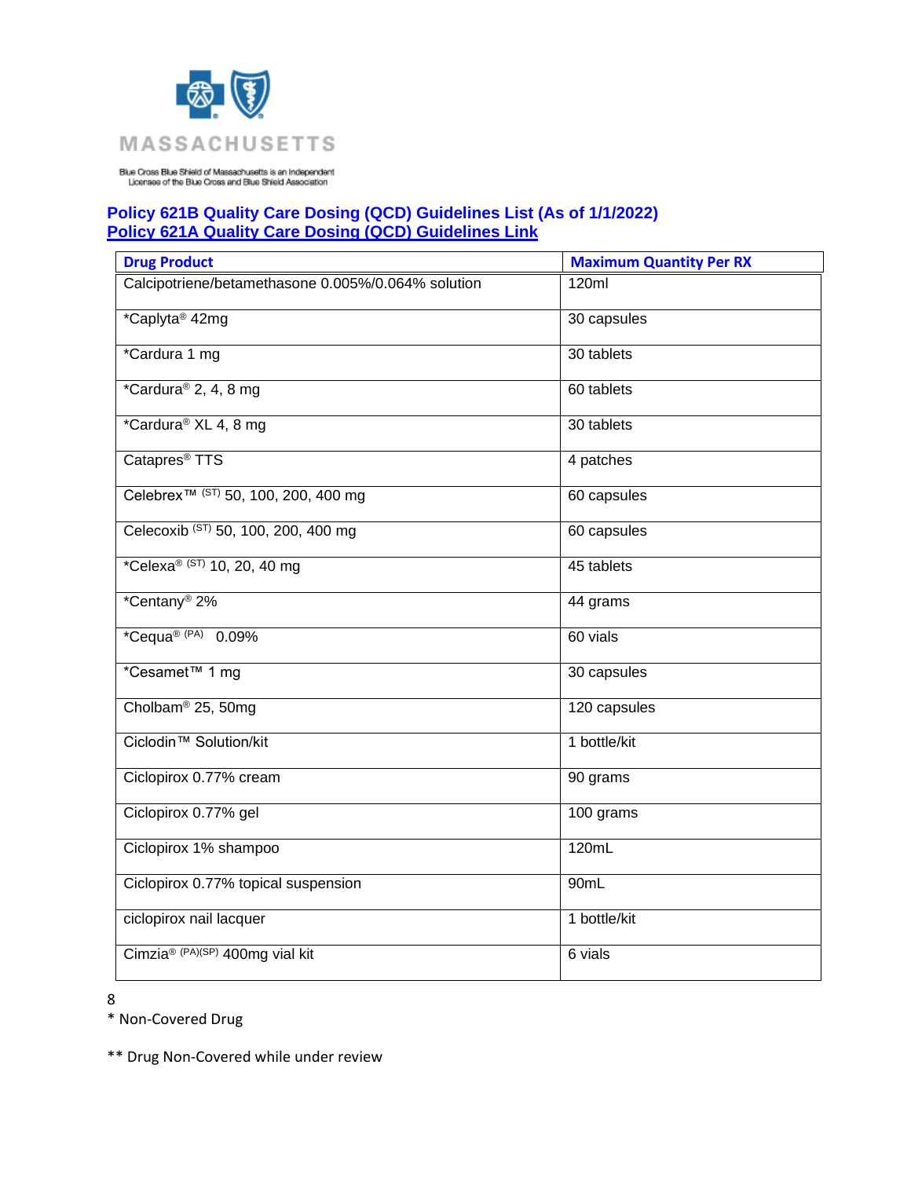Blue Cross Blue Shield of Massachusetts is an Independent Licensee of the Blue Cross and Blue Shield Association

**Policy 621B Quality Care Dosing (QCD) Guidelines List (As of 1/1/2022)**
**Policy 621A Quality Care Dosing (QCD) Guidelines Link**

| Drug Product | Maximum Quantity Per RX |
|---|---|
| Calcipotriene/betamethasone 0.005%/0.064% solution | 120ml |
| *Caplyta® 42mg | 30 capsules |
| *Cardura 1 mg | 30 tablets |
| *Cardura® 2, 4, 8 mg | 60 tablets |
| *Cardura® XL 4, 8 mg | 30 tablets |
| Catapres® TTS | 4 patches |
| Celebrex™ (ST) 50, 100, 200, 400 mg | 60 capsules |
| Celecoxib (ST) 50, 100, 200, 400 mg | 60 capsules |
| *Celexa® (ST) 10, 20, 40 mg | 45 tablets |
| *Centany® 2% | 44 grams |
| *Cequa® (PA) 0.09% | 60 vials |
| *Cesamet™ 1 mg | 30 capsules |
| Cholbam® 25, 50mg | 120 capsules |
| Ciclodin™ Solution/kit | 1 bottle/kit |
| Ciclopirox 0.77% cream | 90 grams |
| Ciclopirox 0.77% gel | 100 grams |
| Ciclopirox 1% shampoo | 120mL |
| Ciclopirox 0.77% topical suspension | 90mL |
| ciclopirox nail lacquer | 1 bottle/kit |
| Cimzia® (PA)(SP) 400mg vial kit | 6 vials |

\* Non-Covered Drug

** Drug Non-Covered while under review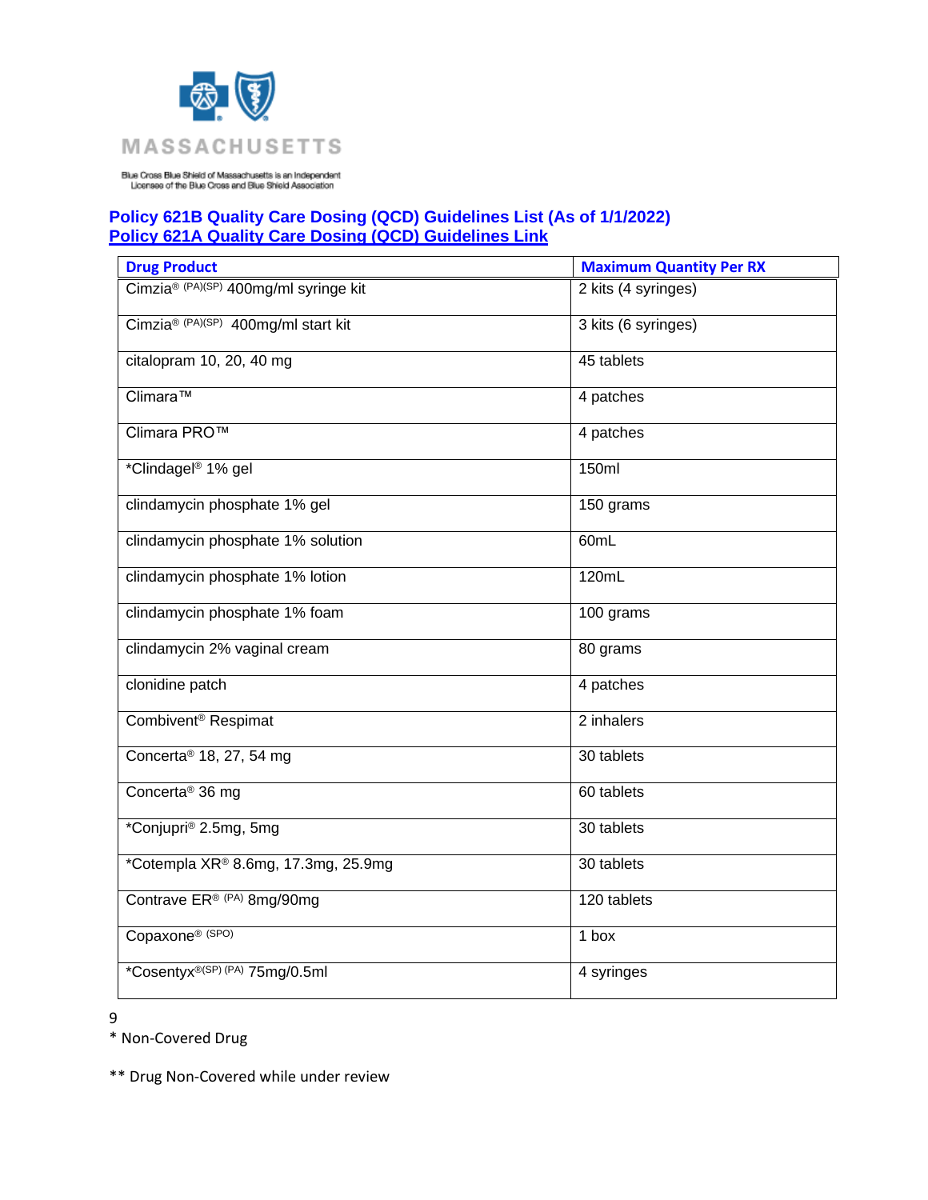MASSACHUSETTS

Blue Cross Blue Shield of Massachusetts is an Independent Licensee of the Blue Cross and Blue Shield Association

**Policy 621B Quality Care Dosing (QCD) Guidelines List (As of 1/1/2022)**
**Policy 621A Quality Care Dosing (QCD) Guidelines Link**

| Drug Product | Maximum Quantity Per RX |
|---|---|
| Cimzia® (PA)(SP) 400mg/ml syringe kit | 2 kits (4 syringes) |
| Cimzia® (PA)(SP) 400mg/ml start kit | 3 kits (6 syringes) |
| citalopram 10, 20, 40 mg | 45 tablets |
| Climara™ | 4 patches |
| Climara PRO™ | 4 patches |
| *Clindagel® 1% gel | 150ml |
| clindamycin phosphate 1% gel | 150 grams |
| clindamycin phosphate 1% solution | 60mL |
| clindamycin phosphate 1% lotion | 120mL |
| clindamycin phosphate 1% foam | 100 grams |
| clindamycin 2% vaginal cream | 80 grams |
| clonidine patch | 4 patches |
| Combivent® Respimat | 2 inhalers |
| Concerta® 18, 27, 54 mg | 30 tablets |
| Concerta® 36 mg | 60 tablets |
| *Conjupri® 2.5mg, 5mg | 30 tablets |
| *Cotempla XR® 8.6mg, 17.3mg, 25.9mg | 30 tablets |
| Contrave ER® (PA) 8mg/90mg | 120 tablets |
| Copaxone® (SPO) | 1 box |
| *Cosentyx®(SP) (PA) 75mg/0.5ml | 4 syringes |

* Non-Covered Drug

** Drug Non-Covered while under review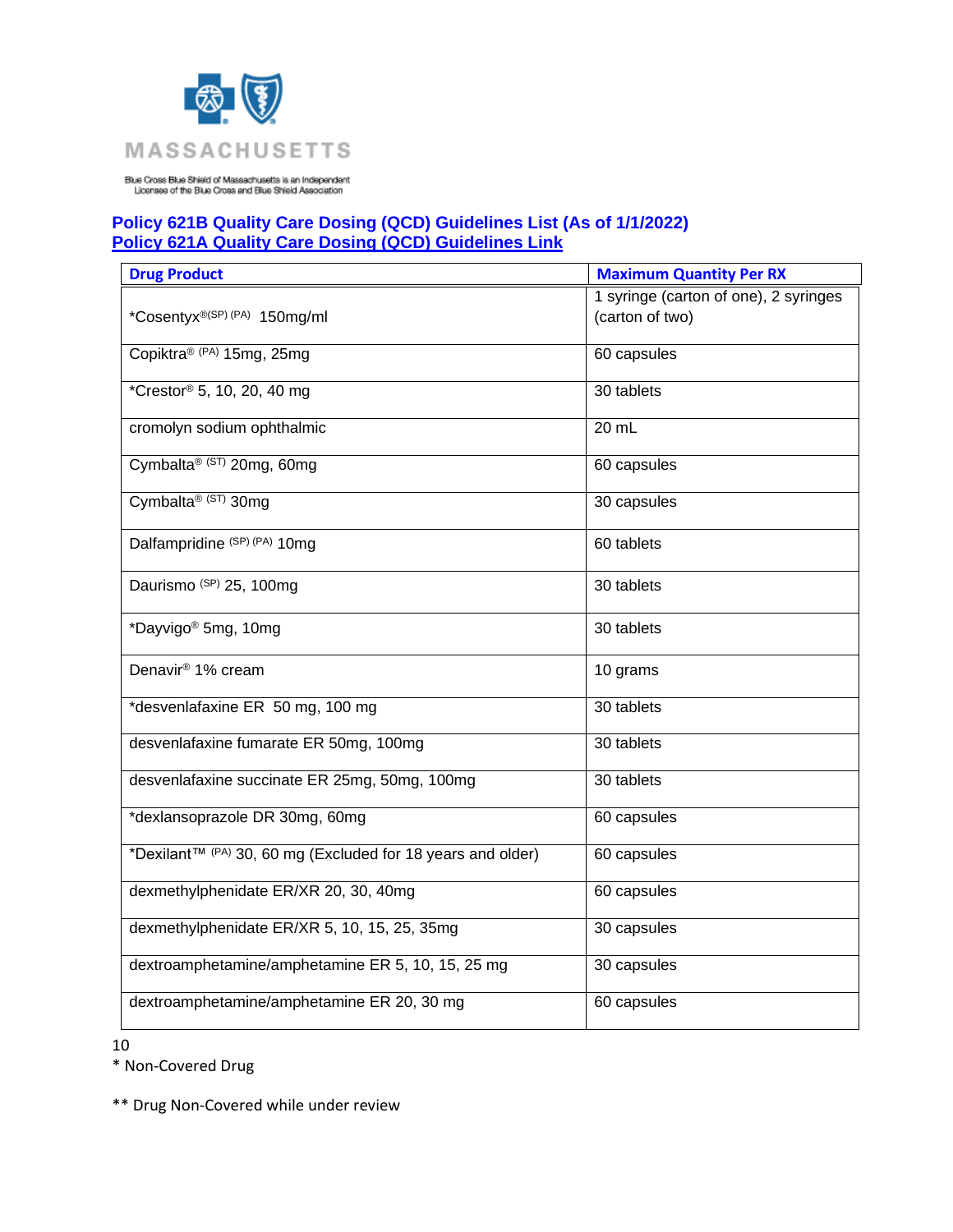Blue Cross Blue Shield of Massachusetts is an Independent Licensee of the Blue Cross and Blue Shield Association

**Policy 621B Quality Care Dosing (QCD) Guidelines List (As of 1/1/2022)**
**Policy 621A Quality Care Dosing (QCD) Guidelines Link**

| Drug Product | Maximum Quantity Per RX |
|---|---|
| *Cosentyx® (SP) (PA) 150mg/ml | 1 syringe (carton of one), 2 syringes (carton of two) |
| Copiktra® (PA) 15mg, 25mg | 60 capsules |
| *Crestor® 5, 10, 20, 40 mg | 30 tablets |
| cromolyn sodium ophthalmic | 20 mL |
| Cymbalta® (ST) 20mg, 60mg | 60 capsules |
| Cymbalta® (ST) 30mg | 30 capsules |
| Dalfampridine (SP) (PA) 10mg | 60 tablets |
| Daurismo (SP) 25, 100mg | 30 tablets |
| *Dayvigo® 5mg, 10mg | 30 tablets |
| Denavir® 1% cream | 10 grams |
| *desvenlafaxine ER 50 mg, 100 mg | 30 tablets |
| desvenlafaxine fumarate ER 50mg, 100mg | 30 tablets |
| desvenlafaxine succinate ER 25mg, 50mg, 100mg | 30 tablets |
| *dexlansoprazole DR 30mg, 60mg | 60 capsules |
| *Dexilant™ (PA) 30, 60 mg (Excluded for 18 years and older) | 60 capsules |
| dexmethylphenidate ER/XR 20, 30, 40mg | 60 capsules |
| dexmethylphenidate ER/XR 5, 10, 15, 25, 35mg | 30 capsules |
| dextroamphetamine/amphetamine ER 5, 10, 15, 25 mg | 30 capsules |
| dextroamphetamine/amphetamine ER 20, 30 mg | 60 capsules |

* Non-Covered Drug

** Drug Non-Covered while under review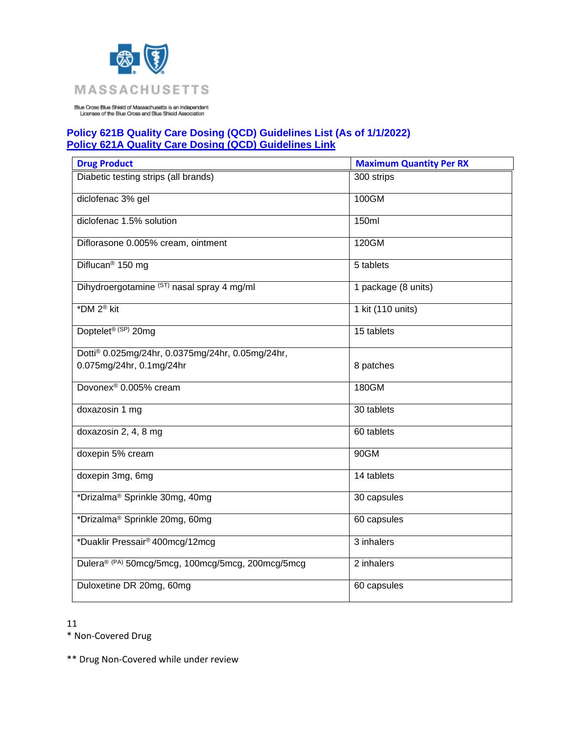MASSACHUSETTS

Blue Cross Blue Shield of Massachusetts is an Independent Licensee of the Blue Cross and Blue Shield Association

**Policy 621B Quality Care Dosing (QCD) Guidelines List (As of 1/1/2022)**
**Policy 621A Quality Care Dosing (QCD) Guidelines Link**

| Drug Product | Maximum Quantity Per RX |
|---|---|
| Diabetic testing strips (all brands) | 300 strips |
| diclofenac 3% gel | 100GM |
| diclofenac 1.5% solution | 150ml |
| Diflorasone 0.005% cream, ointment | 120GM |
| Diflucan® 150 mg | 5 tablets |
| Dihydroergotamine (ST) nasal spray 4 mg/ml | 1 package (8 units) |
| *DM 2® kit | 1 kit (110 units) |
| Doptelet® (SP) 20mg | 15 tablets |
| Dotti® 0.025mg/24hr, 0.0375mg/24hr, 0.05mg/24hr, 0.075mg/24hr, 0.1mg/24hr | 8 patches |
| Dovonex® 0.005% cream | 180GM |
| doxazosin 1 mg | 30 tablets |
| doxazosin 2, 4, 8 mg | 60 tablets |
| doxepin 5% cream | 90GM |
| doxepin 3mg, 6mg | 14 tablets |
| *Drizalma® Sprinkle 30mg, 40mg | 30 capsules |
| *Drizalma® Sprinkle 20mg, 60mg | 60 capsules |
| *Duaklir Pressair® 400mcg/12mcg | 3 inhalers |
| Dulera® (PA) 50mcg/5mcg, 100mcg/5mcg, 200mcg/5mcg | 2 inhalers |
| Duloxetine DR 20mg, 60mg | 60 capsules |

\* Non-Covered Drug

** Drug Non-Covered while under review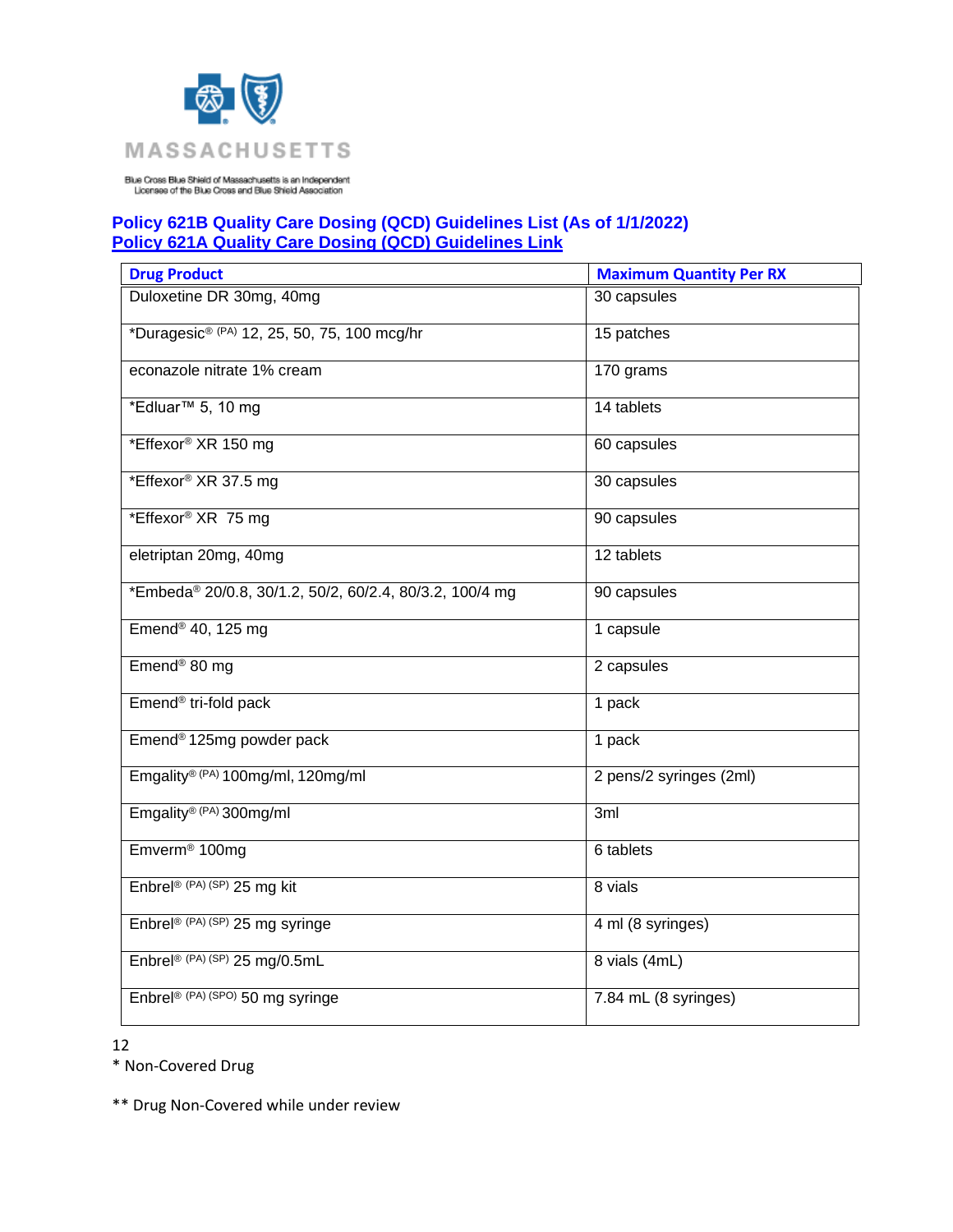MASSACHUSETTS

Blue Cross Blue Shield of Massachusetts is an Independent Licensee of the Blue Cross and Blue Shield Association

**Policy 621B Quality Care Dosing (QCD) Guidelines List (As of 1/1/2022)**
**Policy 621A Quality Care Dosing (QCD) Guidelines Link**

| Drug Product | Maximum Quantity Per RX |
|---|---|
| Duloxetine DR 30mg, 40mg | 30 capsules |
| *Duragesic® (PA) 12, 25, 50, 75, 100 mcg/hr | 15 patches |
| econazole nitrate 1% cream | 170 grams |
| *Edluar™ 5, 10 mg | 14 tablets |
| *Effexor® XR 150 mg | 60 capsules |
| *Effexor® XR 37.5 mg | 30 capsules |
| *Effexor® XR 75 mg | 90 capsules |
| eletriptan 20mg, 40mg | 12 tablets |
| *Embeda® 20/0.8, 30/1.2, 50/2, 60/2.4, 80/3.2, 100/4 mg | 90 capsules |
| Emend® 40, 125 mg | 1 capsule |
| Emend® 80 mg | 2 capsules |
| Emend® tri-fold pack | 1 pack |
| Emend® 125mg powder pack | 1 pack |
| Emgality® (PA) 100mg/ml, 120mg/ml | 2 pens/2 syringes (2ml) |
| Emgality® (PA) 300mg/ml | 3ml |
| Emverm® 100mg | 6 tablets |
| Enbrel® (PA) (SP) 25 mg kit | 8 vials |
| Enbrel® (PA) (SP) 25 mg syringe | 4 ml (8 syringes) |
| Enbrel® (PA) (SP) 25 mg/0.5mL | 8 vials (4mL) |
| Enbrel® (PA) (SPO) 50 mg syringe | 7.84 mL (8 syringes) |

* Non-Covered Drug

** Drug Non-Covered while under review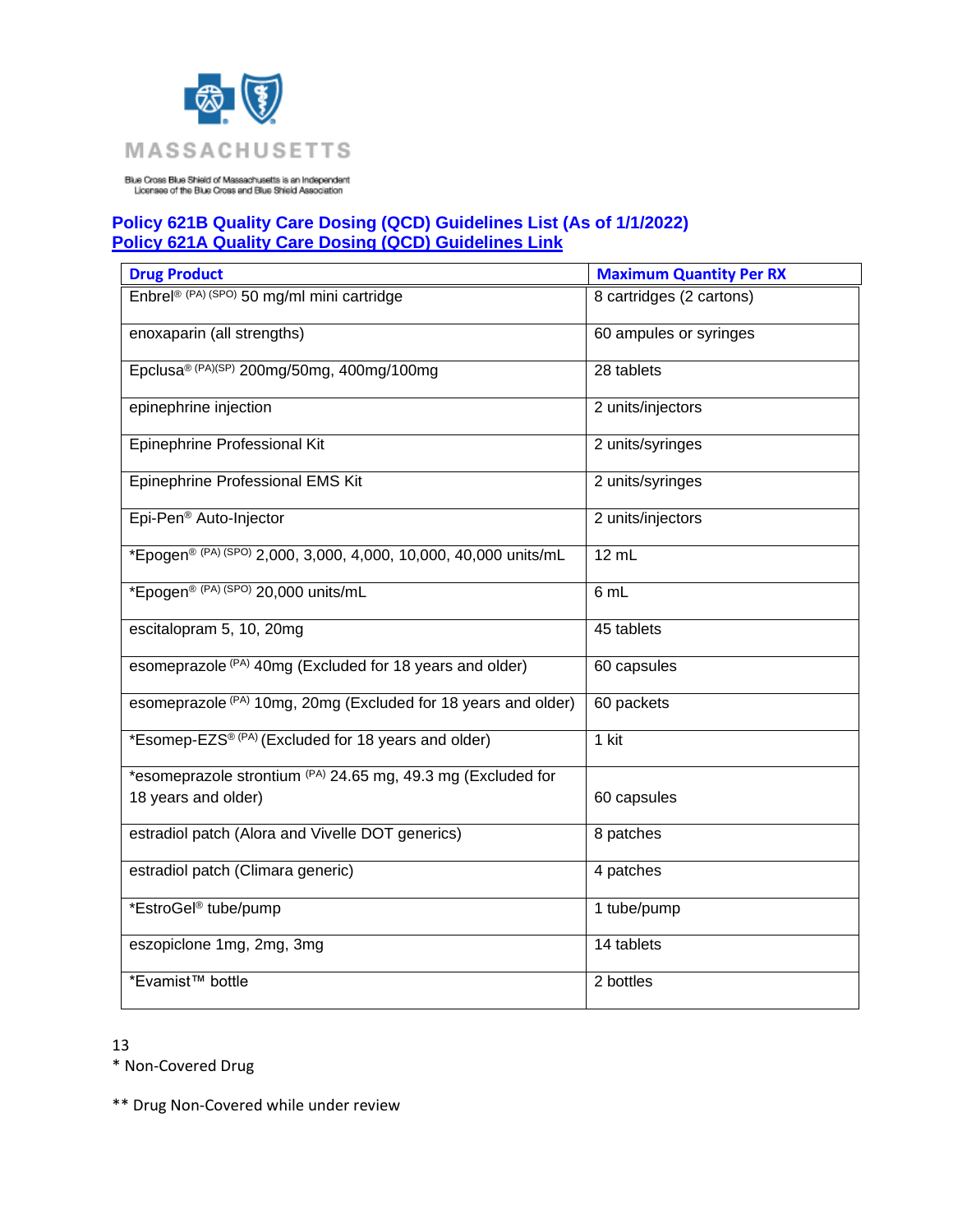MASSACHUSETTS

Blue Cross Blue Shield of Massachusetts is an Independent Licensee of the Blue Cross and Blue Shield Association

## Policy 621B Quality Care Dosing (QCD) Guidelines List (As of 1/1/2022)

## Policy 621A Quality Care Dosing (QCD) Guidelines Link

| Drug Product | Maximum Quantity Per RX |
|---|---|
| Enbrel® (PA) (SPO) 50 mg/ml mini cartridge | 8 cartridges (2 cartons) |
| enoxaparin (all strengths) | 60 ampules or syringes |
| Epclusa® (PA)(SP) 200mg/50mg, 400mg/100mg | 28 tablets |
| epinephrine injection | 2 units/injectors |
| Epinephrine Professional Kit | 2 units/syringes |
| Epinephrine Professional EMS Kit | 2 units/syringes |
| Epi-Pen® Auto-Injector | 2 units/injectors |
| *Epogen® (PA) (SPO) 2,000, 3,000, 4,000, 10,000, 40,000 units/mL | 12 mL |
| *Epogen® (PA) (SPO) 20,000 units/mL | 6 mL |
| escitalopram 5, 10, 20mg | 45 tablets |
| esomeprazole (PA) 40mg (Excluded for 18 years and older) | 60 capsules |
| esomeprazole (PA) 10mg, 20mg (Excluded for 18 years and older) | 60 packets |
| *Esomep-EZS® (PA) (Excluded for 18 years and older) | 1 kit |
| *esomeprazole strontium (PA) 24.65 mg, 49.3 mg (Excluded for 18 years and older) | 60 capsules |
| estradiol patch (Alora and Vivelle DOT generics) | 8 patches |
| estradiol patch (Climara generic) | 4 patches |
| *EstroGel® tube/pump | 1 tube/pump |
| eszopiclone 1mg, 2mg, 3mg | 14 tablets |
| *Evamist™ bottle | 2 bottles |

* Non-Covered Drug

** Drug Non-Covered while under review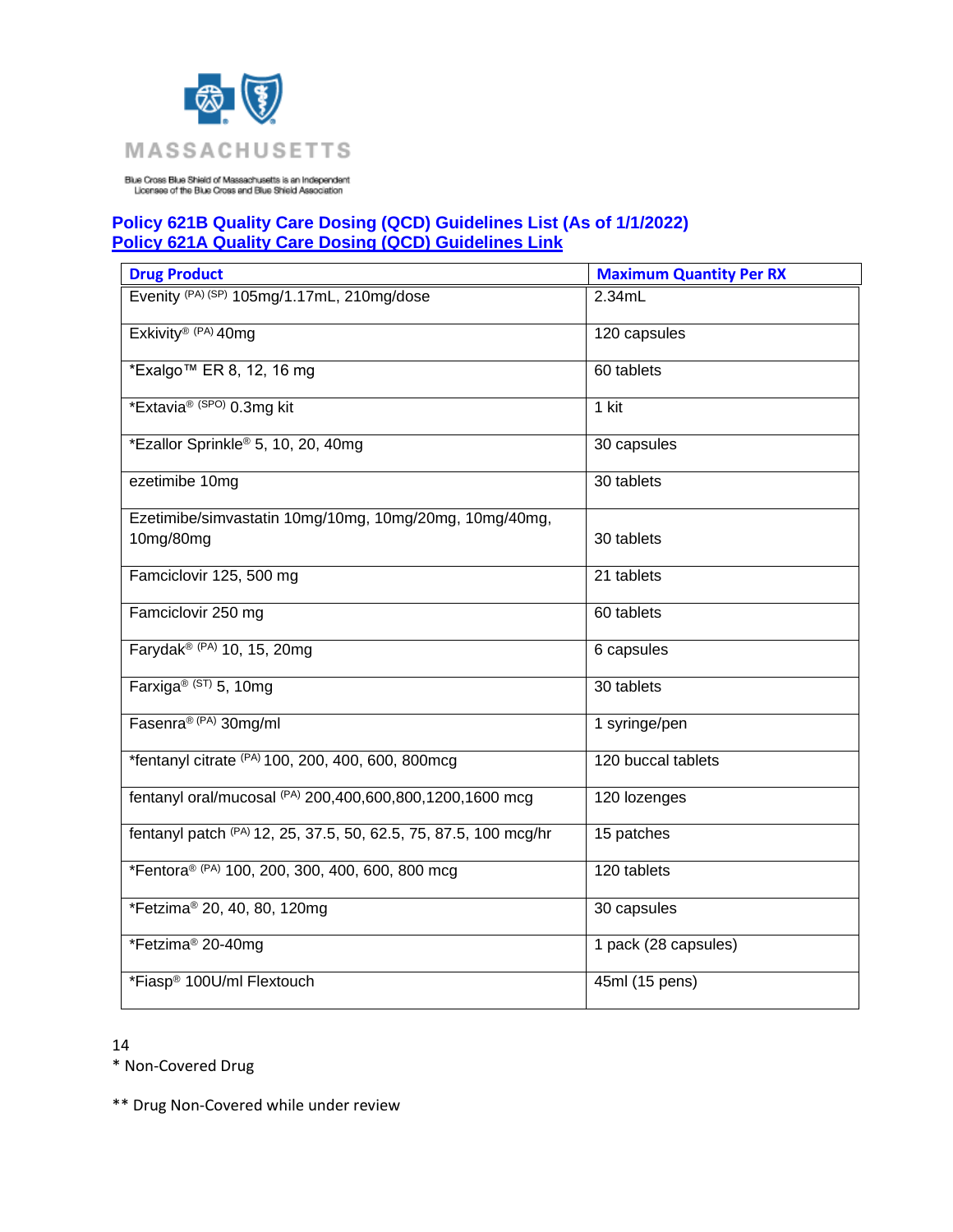Blue Cross Blue Shield of Massachusetts is an Independent Licensee of the Blue Cross and Blue Shield Association

**Policy 621B Quality Care Dosing (QCD) Guidelines List (As of 1/1/2022)**
**Policy 621A Quality Care Dosing (QCD) Guidelines Link**

| Drug Product | Maximum Quantity Per RX |
|---|---|
| Evenity (PA) (SP) 105mg/1.17mL, 210mg/dose | 2.34mL |
| Exkivity® (PA) 40mg | 120 capsules |
| *Exalgo™ ER 8, 12, 16 mg | 60 tablets |
| *Extavia® (SPO) 0.3mg kit | 1 kit |
| *Ezallor Sprinkle® 5, 10, 20, 40mg | 30 capsules |
| ezetimibe 10mg | 30 tablets |
| Ezetimibe/simvastatin 10mg/10mg, 10mg/20mg, 10mg/40mg, 10mg/80mg | 30 tablets |
| Famciclovir 125, 500 mg | 21 tablets |
| Famciclovir 250 mg | 60 tablets |
| Farydak® (PA) 10, 15, 20mg | 6 capsules |
| Farxiga® (ST) 5, 10mg | 30 tablets |
| Fasenra® (PA) 30mg/ml | 1 syringe/pen |
| *fentanyl citrate (PA) 100, 200, 400, 600, 800mcg | 120 buccal tablets |
| fentanyl oral/mucosal (PA) 200,400,600,800,1200,1600 mcg | 120 lozenges |
| fentanyl patch (PA) 12, 25, 37.5, 50, 62.5, 75, 87.5, 100 mcg/hr | 15 patches |
| *Fentora® (PA) 100, 200, 300, 400, 600, 800 mcg | 120 tablets |
| *Fetzima® 20, 40, 80, 120mg | 30 capsules |
| *Fetzima® 20-40mg | 1 pack (28 capsules) |
| *Fiasp® 100U/ml Flextouch | 45ml (15 pens) |

\* Non-Covered Drug

** Drug Non-Covered while under review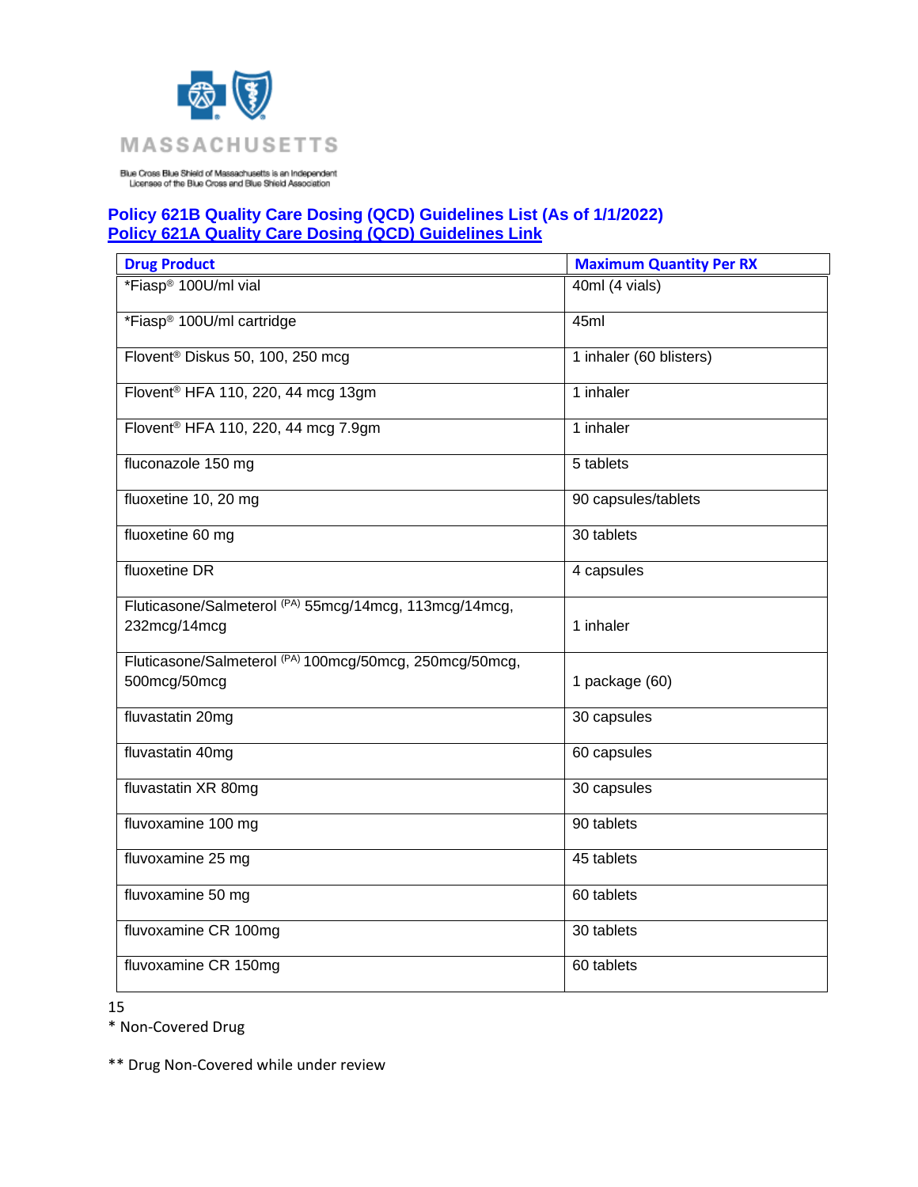MASSACHUSETTS

Blue Cross Blue Shield of Massachusetts is an Independent Licensee of the Blue Cross and Blue Shield Association

**Policy 621B Quality Care Dosing (QCD) Guidelines List (As of 1/1/2022)**
**Policy 621A Quality Care Dosing (QCD) Guidelines Link**

| Drug Product | Maximum Quantity Per RX |
|---|---|
| *Fiasp® 100U/ml vial | 40ml (4 vials) |
| *Fiasp® 100U/ml cartridge | 45ml |
| Flovent® Diskus 50, 100, 250 mcg | 1 inhaler (60 blisters) |
| Flovent® HFA 110, 220, 44 mcg 13gm | 1 inhaler |
| Flovent® HFA 110, 220, 44 mcg 7.9gm | 1 inhaler |
| fluconazole 150 mg | 5 tablets |
| fluoxetine 10, 20 mg | 90 capsules/tablets |
| fluoxetine 60 mg | 30 tablets |
| fluoxetine DR | 4 capsules |
| Fluticasone/Salmeterol (PA) 55mcg/14mcg, 113mcg/14mcg, 232mcg/14mcg | 1 inhaler |
| Fluticasone/Salmeterol (PA) 100mcg/50mcg, 250mcg/50mcg, 500mcg/50mcg | 1 package (60) |
| fluvastatin 20mg | 30 capsules |
| fluvastatin 40mg | 60 capsules |
| fluvastatin XR 80mg | 30 capsules |
| fluvoxamine 100 mg | 90 tablets |
| fluvoxamine 25 mg | 45 tablets |
| fluvoxamine 50 mg | 60 tablets |
| fluvoxamine CR 100mg | 30 tablets |
| fluvoxamine CR 150mg | 60 tablets |

* Non-Covered Drug

** Drug Non-Covered while under review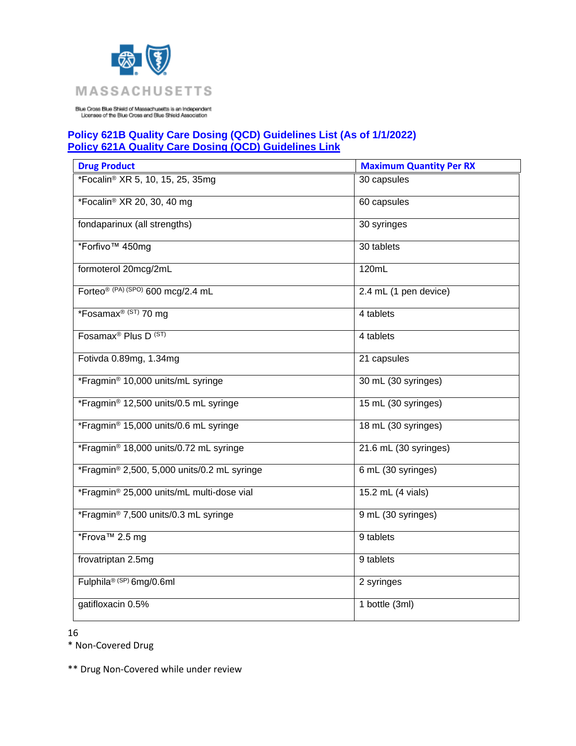MASSACHUSETTS

Blue Cross Blue Shield of Massachusetts is an Independent Licensee of the Blue Cross and Blue Shield Association

**Policy 621B Quality Care Dosing (QCD) Guidelines List (As of 1/1/2022)**
**Policy 621A Quality Care Dosing (QCD) Guidelines Link**

| Drug Product | Maximum Quantity Per RX |
|---|---|
| *Focalin® XR 5, 10, 15, 25, 35mg | 30 capsules |
| *Focalin® XR 20, 30, 40 mg | 60 capsules |
| fondaparinux (all strengths) | 30 syringes |
| *Forfivo™ 450mg | 30 tablets |
| formoterol 20mcg/2mL | 120mL |
| Forteo® (PA) (SPO) 600 mcg/2.4 mL | 2.4 mL (1 pen device) |
| *Fosamax® (ST) 70 mg | 4 tablets |
| Fosamax® Plus D (ST) | 4 tablets |
| Fotivda 0.89mg, 1.34mg | 21 capsules |
| *Fragmin® 10,000 units/mL syringe | 30 mL (30 syringes) |
| *Fragmin® 12,500 units/0.5 mL syringe | 15 mL (30 syringes) |
| *Fragmin® 15,000 units/0.6 mL syringe | 18 mL (30 syringes) |
| *Fragmin® 18,000 units/0.72 mL syringe | 21.6 mL (30 syringes) |
| *Fragmin® 2,500, 5,000 units/0.2 mL syringe | 6 mL (30 syringes) |
| *Fragmin® 25,000 units/mL multi-dose vial | 15.2 mL (4 vials) |
| *Fragmin® 7,500 units/0.3 mL syringe | 9 mL (30 syringes) |
| *Frova™ 2.5 mg | 9 tablets |
| frovatriptan 2.5mg | 9 tablets |
| Fulphila® (SP) 6mg/0.6ml | 2 syringes |
| gatifloxacin 0.5% | 1 bottle (3ml) |

* Non-Covered Drug

** Drug Non-Covered while under review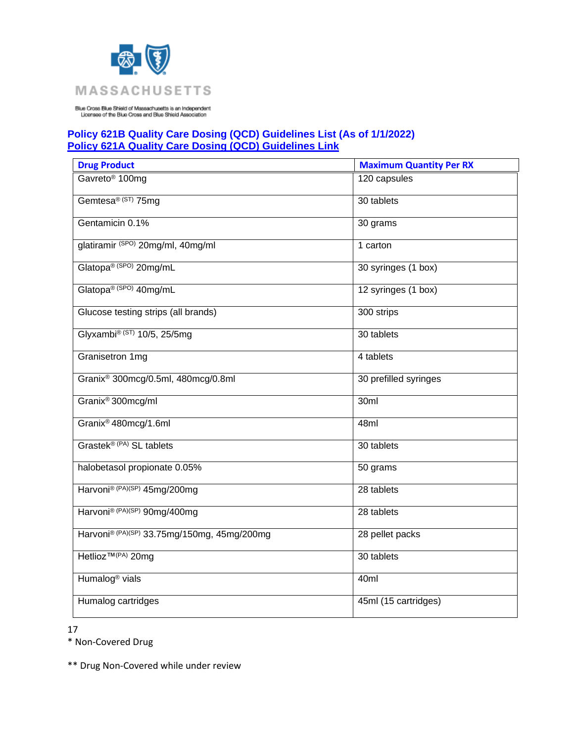Blue Cross Blue Shield of Massachusetts is an Independent Licensee of the Blue Cross and Blue Shield Association

**Policy 621B Quality Care Dosing (QCD) Guidelines List (As of 1/1/2022)**
**Policy 621A Quality Care Dosing (QCD) Guidelines Link**

| Drug Product | Maximum Quantity Per RX |
|---|---|
| Gavreto® 100mg | 120 capsules |
| Gemtesa® (ST) 75mg | 30 tablets |
| Gentamicin 0.1% | 30 grams |
| glatiramir (SPO) 20mg/ml, 40mg/ml | 1 carton |
| Glatopa® (SPO) 20mg/mL | 30 syringes (1 box) |
| Glatopa® (SPO) 40mg/mL | 12 syringes (1 box) |
| Glucose testing strips (all brands) | 300 strips |
| Glyxambi® (ST) 10/5, 25/5mg | 30 tablets |
| Granisetron 1mg | 4 tablets |
| Granix® 300mcg/0.5ml, 480mcg/0.8ml | 30 prefilled syringes |
| Granix® 300mcg/ml | 30ml |
| Granix® 480mcg/1.6ml | 48ml |
| Grastek® (PA) SL tablets | 30 tablets |
| halobetasol propionate 0.05% | 50 grams |
| Harvoni® (PA)(SP) 45mg/200mg | 28 tablets |
| Harvoni® (PA)(SP) 90mg/400mg | 28 tablets |
| Harvoni® (PA)(SP) 33.75mg/150mg, 45mg/200mg | 28 pellet packs |
| Hetlioz™ (PA) 20mg | 30 tablets |
| Humalog® vials | 40ml |
| Humalog cartridges | 45ml (15 cartridges) |

* Non-Covered Drug

** Drug Non-Covered while under review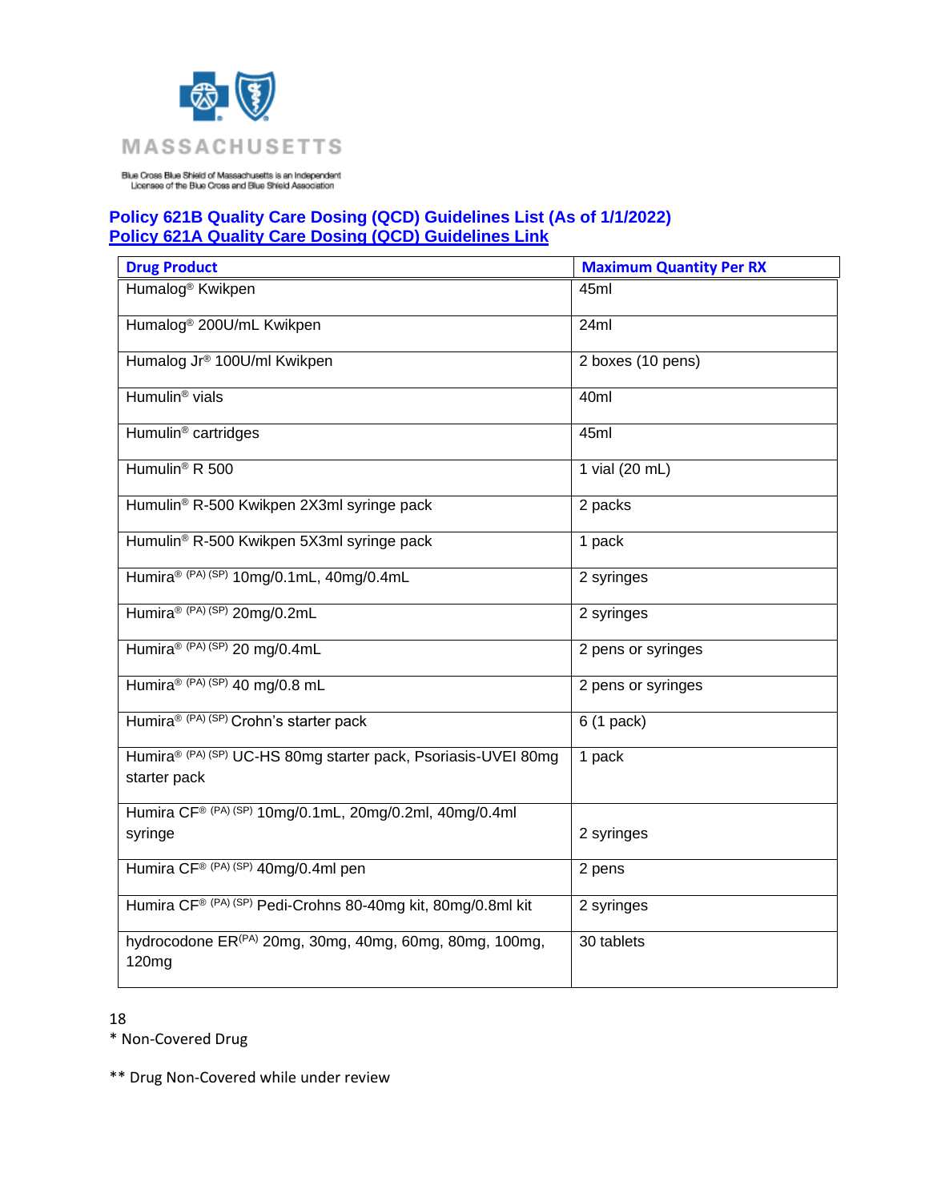MASSACHUSETTS

Blue Cross Blue Shield of Massachusetts is an Independent Licensee of the Blue Cross and Blue Shield Association

**Policy 621B Quality Care Dosing (QCD) Guidelines List (As of 1/1/2022)**
**Policy 621A Quality Care Dosing (QCD) Guidelines Link**

| Drug Product | Maximum Quantity Per RX |
|---|---|
| Humalog® Kwikpen | 45ml |
| Humalog® 200U/mL Kwikpen | 24ml |
| Humalog Jr® 100U/ml Kwikpen | 2 boxes (10 pens) |
| Humulin® vials | 40ml |
| Humulin® cartridges | 45ml |
| Humulin® R 500 | 1 vial (20 mL) |
| Humulin® R-500 Kwikpen 2X3ml syringe pack | 2 packs |
| Humulin® R-500 Kwikpen 5X3ml syringe pack | 1 pack |
| Humira® (PA) (SP) 10mg/0.1mL, 40mg/0.4mL | 2 syringes |
| Humira® (PA) (SP) 20mg/0.2mL | 2 syringes |
| Humira® (PA) (SP) 20 mg/0.4mL | 2 pens or syringes |
| Humira® (PA) (SP) 40 mg/0.8 mL | 2 pens or syringes |
| Humira® (PA) (SP) Crohn's starter pack | 6 (1 pack) |
| Humira® (PA) (SP) UC-HS 80mg starter pack, Psoriasis-UVEI 80mg starter pack | 1 pack |
| Humira CF® (PA) (SP) 10mg/0.1mL, 20mg/0.2ml, 40mg/0.4ml syringe | 2 syringes |
| Humira CF® (PA) (SP) 40mg/0.4ml pen | 2 pens |
| Humira CF® (PA) (SP) Pedi-Crohns 80-40mg kit, 80mg/0.8ml kit | 2 syringes |
| hydrocodone ER(PA) 20mg, 30mg, 40mg, 60mg, 80mg, 100mg, 120mg | 30 tablets |

\* Non-Covered Drug

\*\* Drug Non-Covered while under review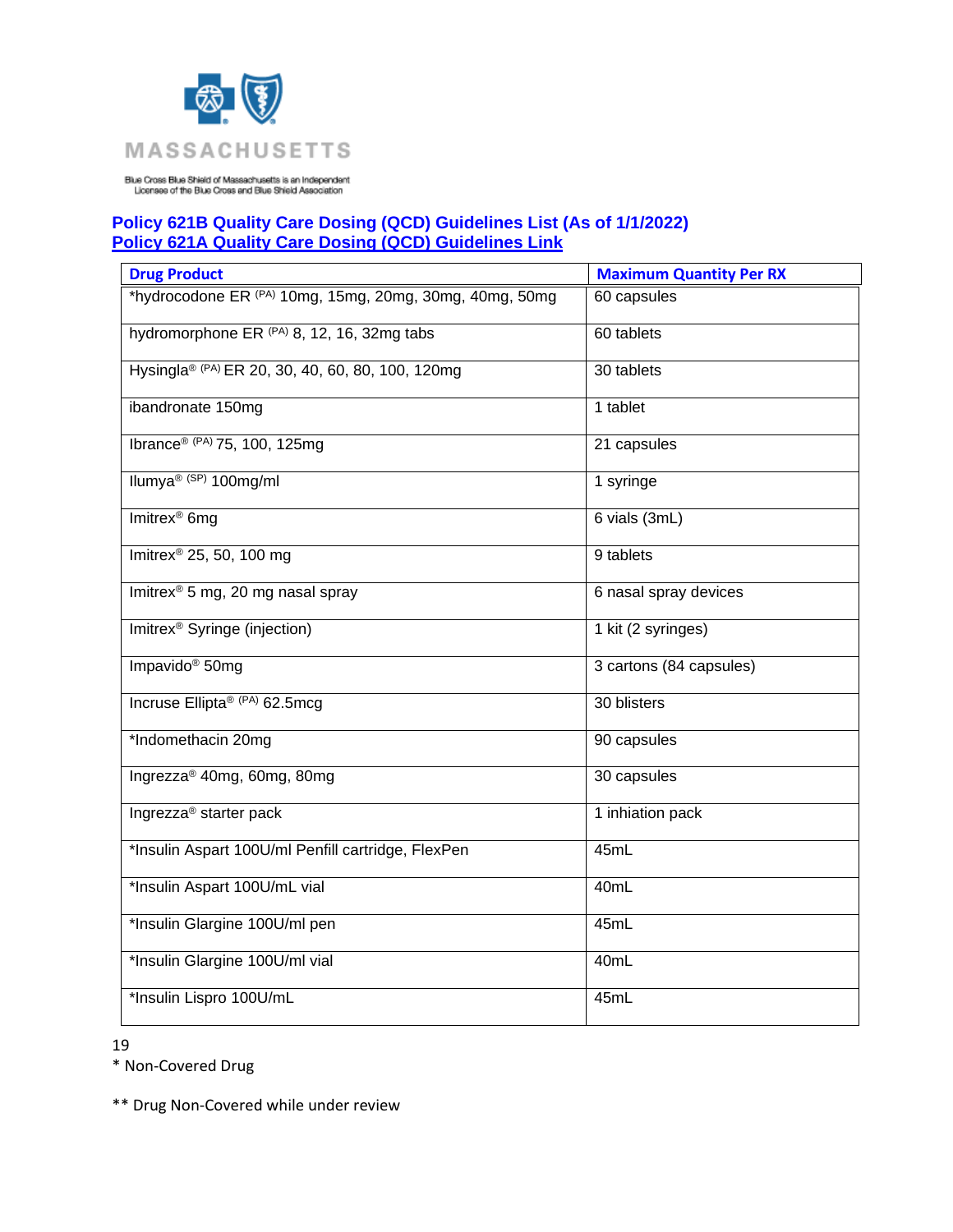MASSACHUSETTS

Blue Cross Blue Shield of Massachusetts is an Independent Licensee of the Blue Cross and Blue Shield Association

**Policy 621B Quality Care Dosing (QCD) Guidelines List (As of 1/1/2022)**
**Policy 621A Quality Care Dosing (QCD) Guidelines Link**

| Drug Product | Maximum Quantity Per RX |
|---|---|
| *hydrocodone ER (PA) 10mg, 15mg, 20mg, 30mg, 40mg, 50mg | 60 capsules |
| hydromorphone ER (PA) 8, 12, 16, 32mg tabs | 60 tablets |
| Hysingla® (PA) ER 20, 30, 40, 60, 80, 100, 120mg | 30 tablets |
| ibandronate 150mg | 1 tablet |
| Ibrance® (PA) 75, 100, 125mg | 21 capsules |
| Ilumya® (SP) 100mg/ml | 1 syringe |
| Imitrex® 6mg | 6 vials (3mL) |
| Imitrex® 25, 50, 100 mg | 9 tablets |
| Imitrex® 5 mg, 20 mg nasal spray | 6 nasal spray devices |
| Imitrex® Syringe (injection) | 1 kit (2 syringes) |
| Impavido® 50mg | 3 cartons (84 capsules) |
| Incruse Ellipta® (PA) 62.5mcg | 30 blisters |
| *Indomethacin 20mg | 90 capsules |
| Ingrezza® 40mg, 60mg, 80mg | 30 capsules |
| Ingrezza® starter pack | 1 inhiation pack |
| *Insulin Aspart 100U/ml Penfill cartridge, FlexPen | 45mL |
| *Insulin Aspart 100U/mL vial | 40mL |
| *Insulin Glargine 100U/ml pen | 45mL |
| *Insulin Glargine 100U/ml vial | 40mL |
| *Insulin Lispro 100U/mL | 45mL |

\* Non-Covered Drug

\*\* Drug Non-Covered while under review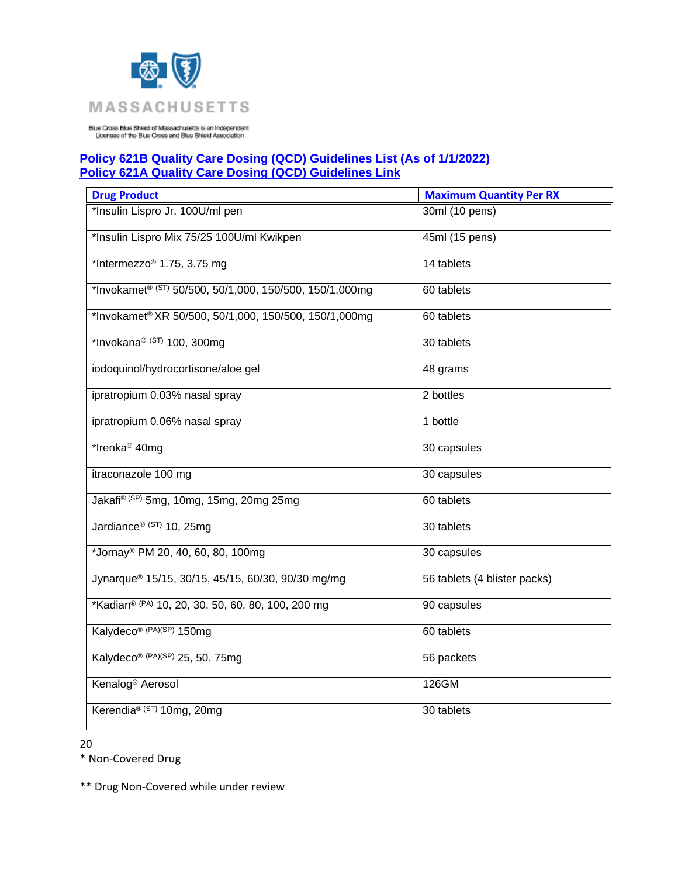MASSACHUSETTS

Blue Cross Blue Shield of Massachusetts is an Independent Licensee of the Blue Cross and Blue Shield Association

## Policy 621B Quality Care Dosing (QCD) Guidelines List (As of 1/1/2022)
## Policy 621A Quality Care Dosing (QCD) Guidelines Link

| Drug Product | Maximum Quantity Per RX |
|---|---|
| *Insulin Lispro Jr. 100U/ml pen | 30ml (10 pens) |
| *Insulin Lispro Mix 75/25 100U/ml Kwikpen | 45ml (15 pens) |
| *Intermezzo® 1.75, 3.75 mg | 14 tablets |
| *Invokamet® (ST) 50/500, 50/1,000, 150/500, 150/1,000mg | 60 tablets |
| *Invokamet® XR 50/500, 50/1,000, 150/500, 150/1,000mg | 60 tablets |
| *Invokana® (ST) 100, 300mg | 30 tablets |
| iodoquinol/hydrocortisone/aloe gel | 48 grams |
| ipratropium 0.03% nasal spray | 2 bottles |
| ipratropium 0.06% nasal spray | 1 bottle |
| *Irenka® 40mg | 30 capsules |
| itraconazole 100 mg | 30 capsules |
| Jakafi® (SP) 5mg, 10mg, 15mg, 20mg 25mg | 60 tablets |
| Jardiance® (ST) 10, 25mg | 30 tablets |
| *Jornay® PM 20, 40, 60, 80, 100mg | 30 capsules |
| Jynarque® 15/15, 30/15, 45/15, 60/30, 90/30 mg/mg | 56 tablets (4 blister packs) |
| *Kadian® (PA) 10, 20, 30, 50, 60, 80, 100, 200 mg | 90 capsules |
| Kalydeco® (PA)(SP) 150mg | 60 tablets |
| Kalydeco® (PA)(SP) 25, 50, 75mg | 56 packets |
| Kenalog® Aerosol | 126GM |
| Kerendia® (ST) 10mg, 20mg | 30 tablets |

\* Non-Covered Drug

** Drug Non-Covered while under review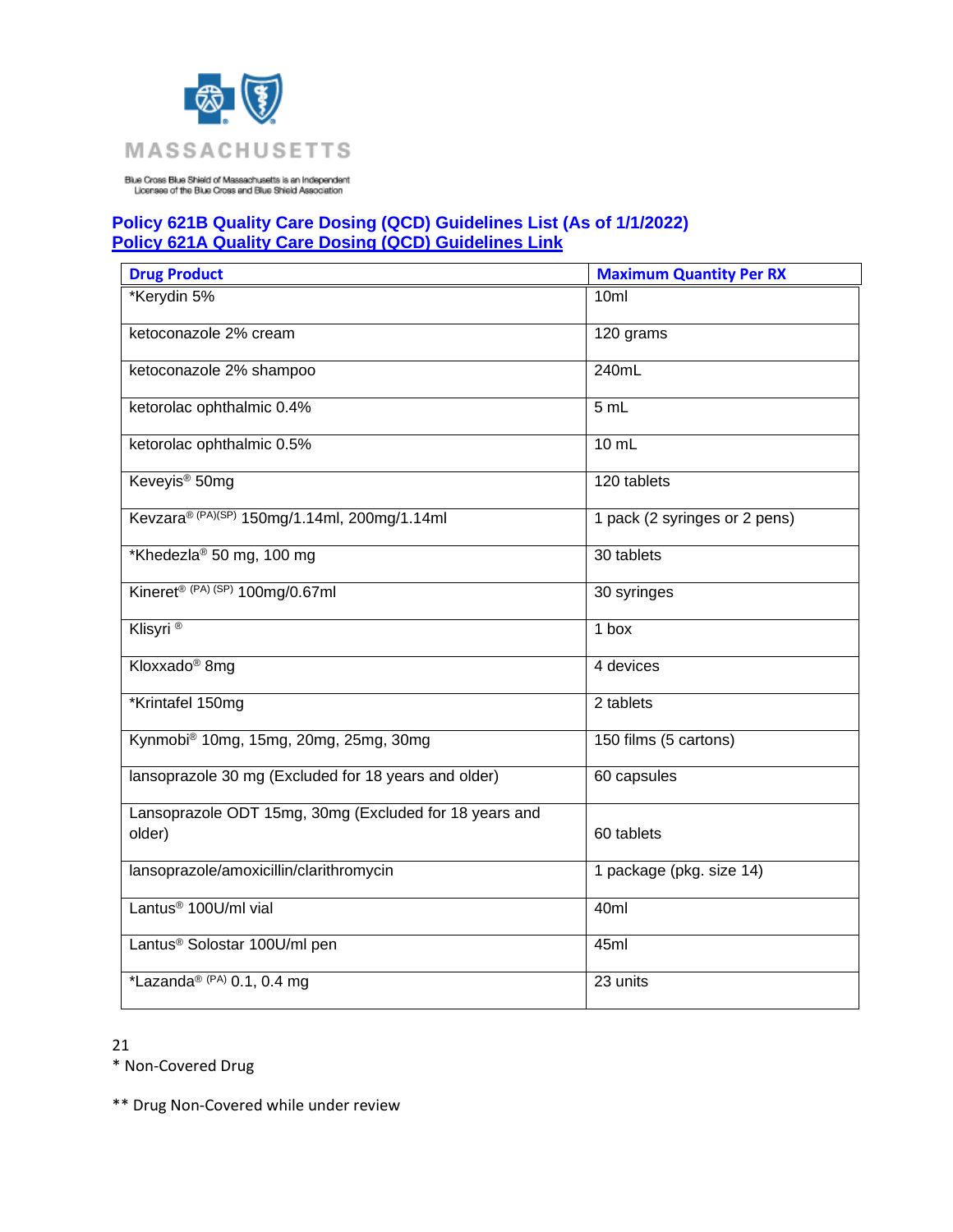Blue Cross Blue Shield of Massachusetts is an Independent Licensee of the Blue Cross and Blue Shield Association

**Policy 621B Quality Care Dosing (QCD) Guidelines List (As of 1/1/2022)**
**Policy 621A Quality Care Dosing (QCD) Guidelines Link**

| Drug Product | Maximum Quantity Per RX |
|---|---|
| *Kerydin 5% | 10ml |
| ketoconazole 2% cream | 120 grams |
| ketoconazole 2% shampoo | 240mL |
| ketorolac ophthalmic 0.4% | 5 mL |
| ketorolac ophthalmic 0.5% | 10 mL |
| Keveyis® 50mg | 120 tablets |
| Kevzara® (PA)(SP) 150mg/1.14ml, 200mg/1.14ml | 1 pack (2 syringes or 2 pens) |
| *Khedezla® 50 mg, 100 mg | 30 tablets |
| Kineret® (PA) (SP) 100mg/0.67ml | 30 syringes |
| Klisyri ® | 1 box |
| Kloxxado® 8mg | 4 devices |
| *Krintafel 150mg | 2 tablets |
| Kynmobi® 10mg, 15mg, 20mg, 25mg, 30mg | 150 films (5 cartons) |
| lansoprazole 30 mg (Excluded for 18 years and older) | 60 capsules |
| Lansoprazole ODT 15mg, 30mg (Excluded for 18 years and older) | 60 tablets |
| lansoprazole/amoxicillin/clarithromycin | 1 package (pkg. size 14) |
| Lantus® 100U/ml vial | 40ml |
| Lantus® Solostar 100U/ml pen | 45ml |
| *Lazanda® (PA) 0.1, 0.4 mg | 23 units |

\* Non-Covered Drug

\** Drug Non-Covered while under review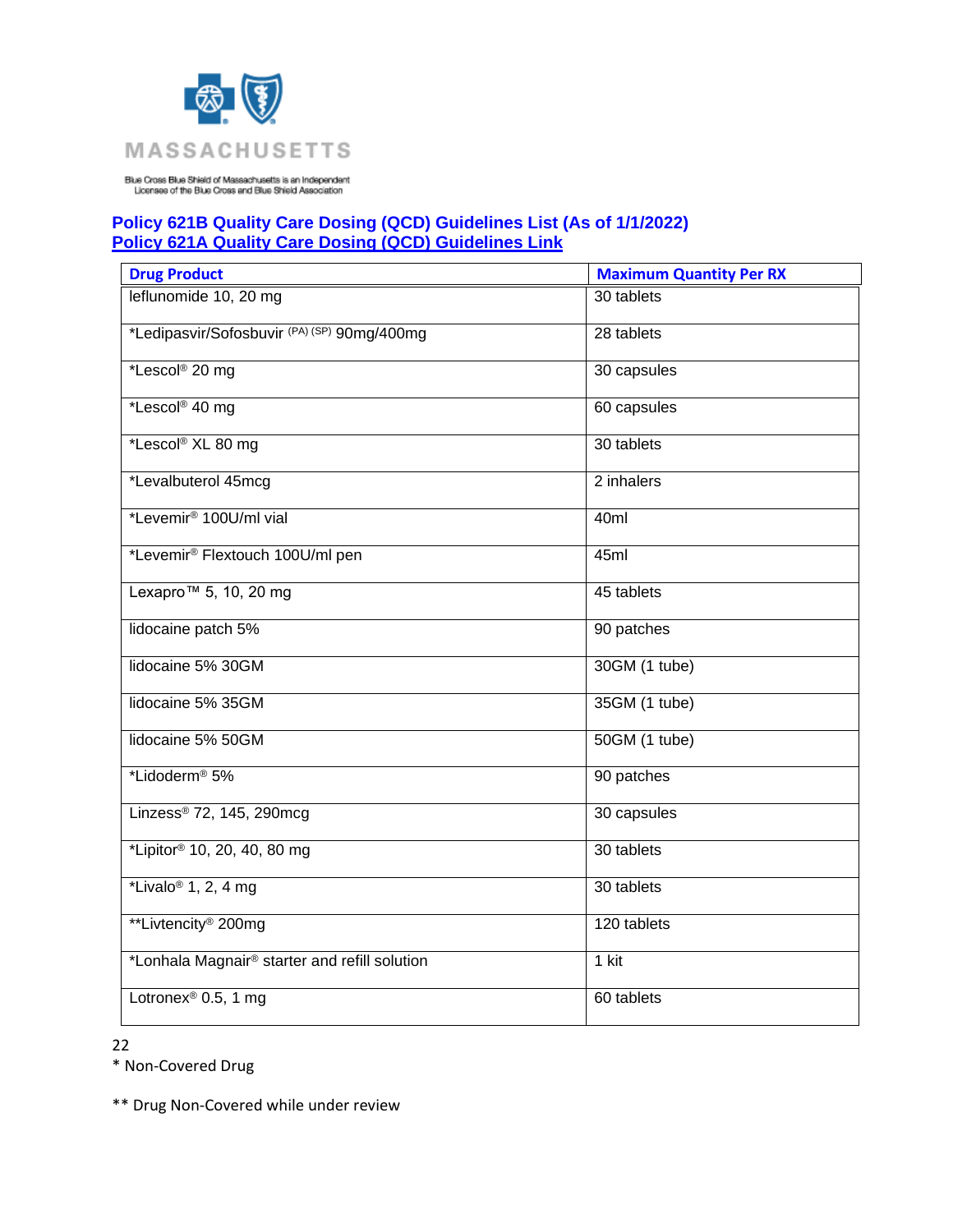MASSACHUSETTS

Blue Cross Blue Shield of Massachusetts is an Independent Licensee of the Blue Cross and Blue Shield Association

**Policy 621B Quality Care Dosing (QCD) Guidelines List (As of 1/1/2022)**
**Policy 621A Quality Care Dosing (QCD) Guidelines Link**

| Drug Product | Maximum Quantity Per RX |
|---|---|
| leflunomide 10, 20 mg | 30 tablets |
| *Ledipasvir/Sofosbuvir (PA) (SP) 90mg/400mg | 28 tablets |
| *Lescol® 20 mg | 30 capsules |
| *Lescol® 40 mg | 60 capsules |
| *Lescol® XL 80 mg | 30 tablets |
| *Levalbuterol 45mcg | 2 inhalers |
| *Levemir® 100U/ml vial | 40ml |
| *Levemir® Flextouch 100U/ml pen | 45ml |
| Lexapro™ 5, 10, 20 mg | 45 tablets |
| lidocaine patch 5% | 90 patches |
| lidocaine 5% 30GM | 30GM (1 tube) |
| lidocaine 5% 35GM | 35GM (1 tube) |
| lidocaine 5% 50GM | 50GM (1 tube) |
| *Lidoderm® 5% | 90 patches |
| Linzess® 72, 145, 290mcg | 30 capsules |
| *Lipitor® 10, 20, 40, 80 mg | 30 tablets |
| *Livalo® 1, 2, 4 mg | 30 tablets |
| **Livtencity® 200mg | 120 tablets |
| *Lonhala Magnair® starter and refill solution | 1 kit |
| Lotronex® 0.5, 1 mg | 60 tablets |

\* Non-Covered Drug

** Drug Non-Covered while under review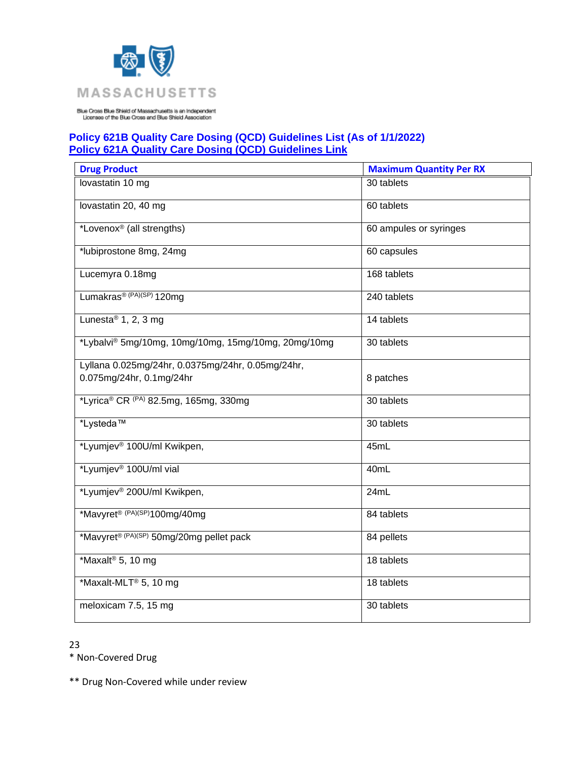MASSACHUSETTS

Blue Cross Blue Shield of Massachusetts is an Independent Licensee of the Blue Cross and Blue Shield Association

**Policy 621B Quality Care Dosing (QCD) Guidelines List (As of 1/1/2022)**
**Policy 621A Quality Care Dosing (QCD) Guidelines Link**

| Drug Product | Maximum Quantity Per RX |
|---|---|
| lovastatin 10 mg | 30 tablets |
| lovastatin 20, 40 mg | 60 tablets |
| *Lovenox® (all strengths) | 60 ampules or syringes |
| *lubiprostone 8mg, 24mg | 60 capsules |
| Lucemyra 0.18mg | 168 tablets |
| Lumakras® (PA)(SP) 120mg | 240 tablets |
| Lunesta® 1, 2, 3 mg | 14 tablets |
| *Lybalvi® 5mg/10mg, 10mg/10mg, 15mg/10mg, 20mg/10mg | 30 tablets |
| Lyllana 0.025mg/24hr, 0.0375mg/24hr, 0.05mg/24hr, 0.075mg/24hr, 0.1mg/24hr | 8 patches |
| *Lyrica® CR (PA) 82.5mg, 165mg, 330mg | 30 tablets |
| *Lysteda™ | 30 tablets |
| *Lyumjev® 100U/ml Kwikpen, | 45mL |
| *Lyumjev® 100U/ml vial | 40mL |
| *Lyumjev® 200U/ml Kwikpen, | 24mL |
| *Mavyret® (PA)(SP) 100mg/40mg | 84 tablets |
| *Mavyret® (PA)(SP) 50mg/20mg pellet pack | 84 pellets |
| *Maxalt® 5, 10 mg | 18 tablets |
| *Maxalt-MLT® 5, 10 mg | 18 tablets |
| meloxicam 7.5, 15 mg | 30 tablets |

\* Non-Covered Drug

** Drug Non-Covered while under review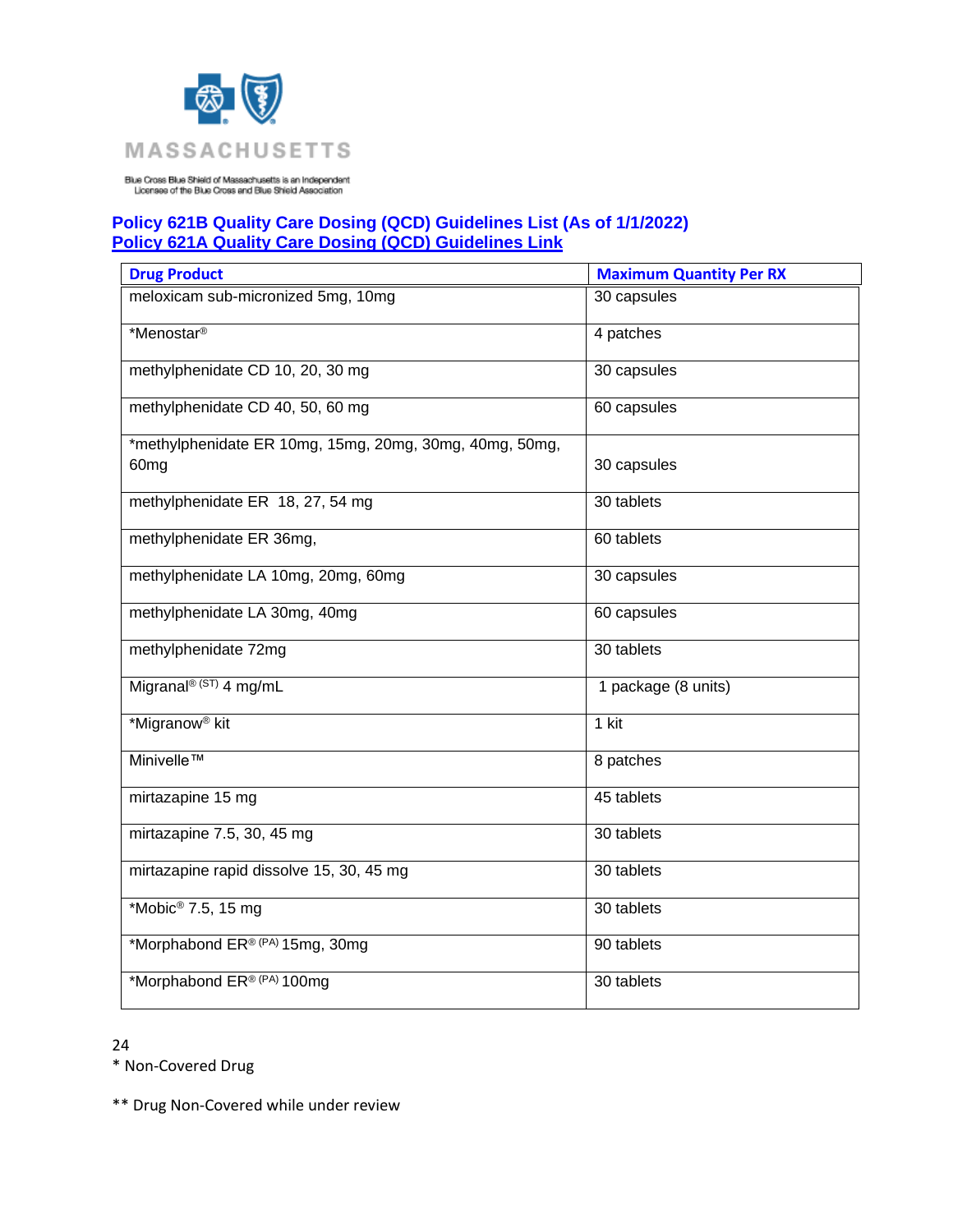MASSACHUSETTS

Blue Cross Blue Shield of Massachusetts is an Independent Licensee of the Blue Cross and Blue Shield Association

**Policy 621B Quality Care Dosing (QCD) Guidelines List (As of 1/1/2022)**
**Policy 621A Quality Care Dosing (QCD) Guidelines Link**

| Drug Product | Maximum Quantity Per RX |
|---|---|
| meloxicam sub-micronized 5mg, 10mg | 30 capsules |
| *Menostar® | 4 patches |
| methylphenidate CD 10, 20, 30 mg | 30 capsules |
| methylphenidate CD 40, 50, 60 mg | 60 capsules |
| *methylphenidate ER 10mg, 15mg, 20mg, 30mg, 40mg, 50mg, 60mg | 30 capsules |
| methylphenidate ER 18, 27, 54 mg | 30 tablets |
| methylphenidate ER 36mg, | 60 tablets |
| methylphenidate LA 10mg, 20mg, 60mg | 30 capsules |
| methylphenidate LA 30mg, 40mg | 60 capsules |
| methylphenidate 72mg | 30 tablets |
| Migranal® (ST) 4 mg/mL | 1 package (8 units) |
| *Migranow® kit | 1 kit |
| Minivelle™ | 8 patches |
| mirtazapine 15 mg | 45 tablets |
| mirtazapine 7.5, 30, 45 mg | 30 tablets |
| mirtazapine rapid dissolve 15, 30, 45 mg | 30 tablets |
| *Mobic® 7.5, 15 mg | 30 tablets |
| *Morphabond ER® (PA) 15mg, 30mg | 90 tablets |
| *Morphabond ER® (PA) 100mg | 30 tablets |

\* Non-Covered Drug

** Drug Non-Covered while under review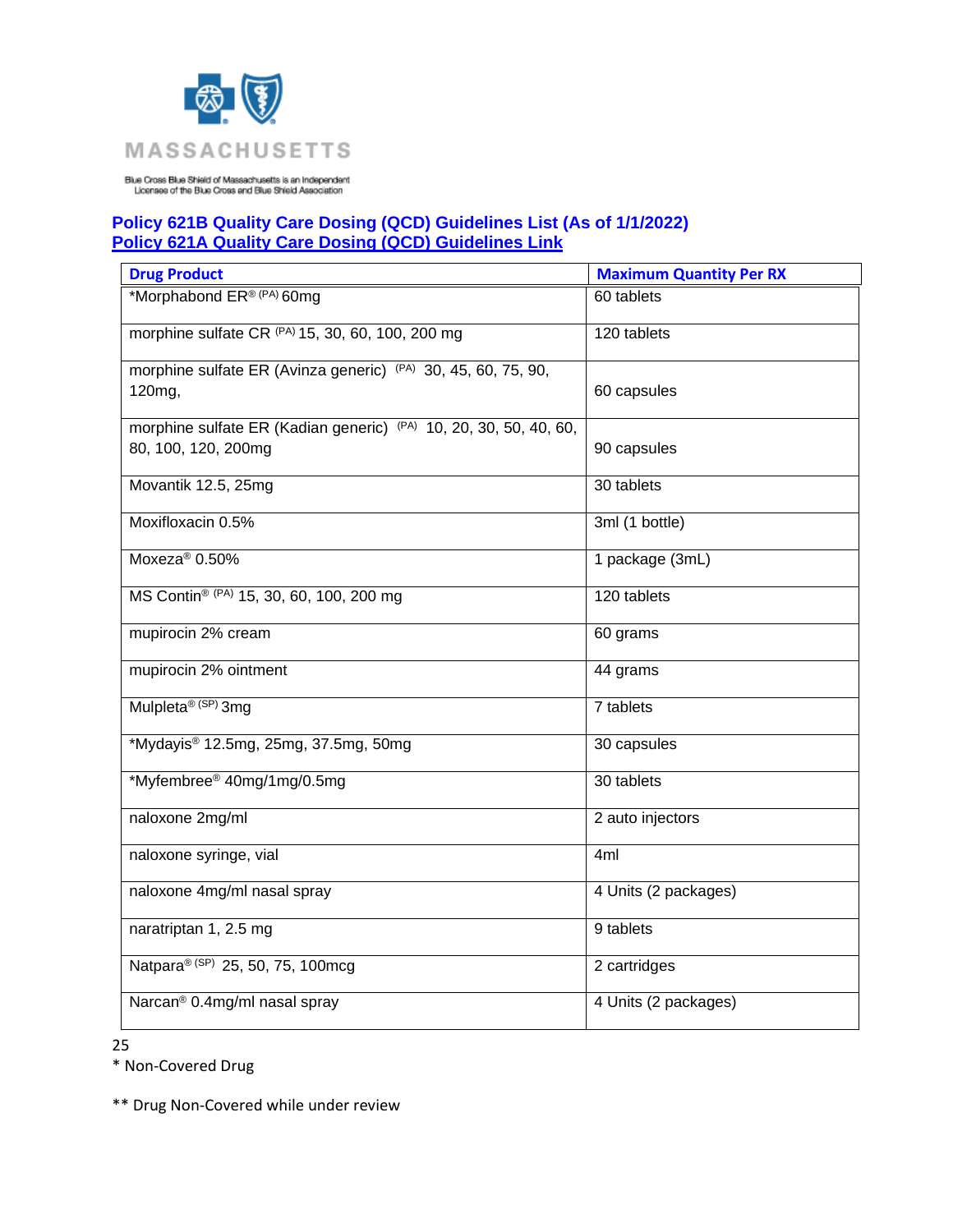Blue Cross Blue Shield of Massachusetts is an Independent Licensee of the Blue Cross and Blue Shield Association

**Policy 621B Quality Care Dosing (QCD) Guidelines List (As of 1/1/2022)**
**Policy 621A Quality Care Dosing (QCD) Guidelines Link**

| Drug Product | Maximum Quantity Per RX |
|---|---|
| *Morphabond ER® (PA) 60mg | 60 tablets |
| morphine sulfate CR (PA) 15, 30, 60, 100, 200 mg | 120 tablets |
| morphine sulfate ER (Avinza generic) (PA) 30, 45, 60, 75, 90, 120mg, | 60 capsules |
| morphine sulfate ER (Kadian generic) (PA) 10, 20, 30, 50, 40, 60, 80, 100, 120, 200mg | 90 capsules |
| Movantik 12.5, 25mg | 30 tablets |
| Moxifloxacin 0.5% | 3ml (1 bottle) |
| Moxeza® 0.50% | 1 package (3mL) |
| MS Contin® (PA) 15, 30, 60, 100, 200 mg | 120 tablets |
| mupirocin 2% cream | 60 grams |
| mupirocin 2% ointment | 44 grams |
| Mulpleta® (SP) 3mg | 7 tablets |
| *Mydayis® 12.5mg, 25mg, 37.5mg, 50mg | 30 capsules |
| *Myfembree® 40mg/1mg/0.5mg | 30 tablets |
| naloxone 2mg/ml | 2 auto injectors |
| naloxone syringe, vial | 4ml |
| naloxone 4mg/ml nasal spray | 4 Units (2 packages) |
| naratriptan 1, 2.5 mg | 9 tablets |
| Natpara® (SP) 25, 50, 75, 100mcg | 2 cartridges |
| Narcan® 0.4mg/ml nasal spray | 4 Units (2 packages) |

* Non-Covered Drug

** Drug Non-Covered while under review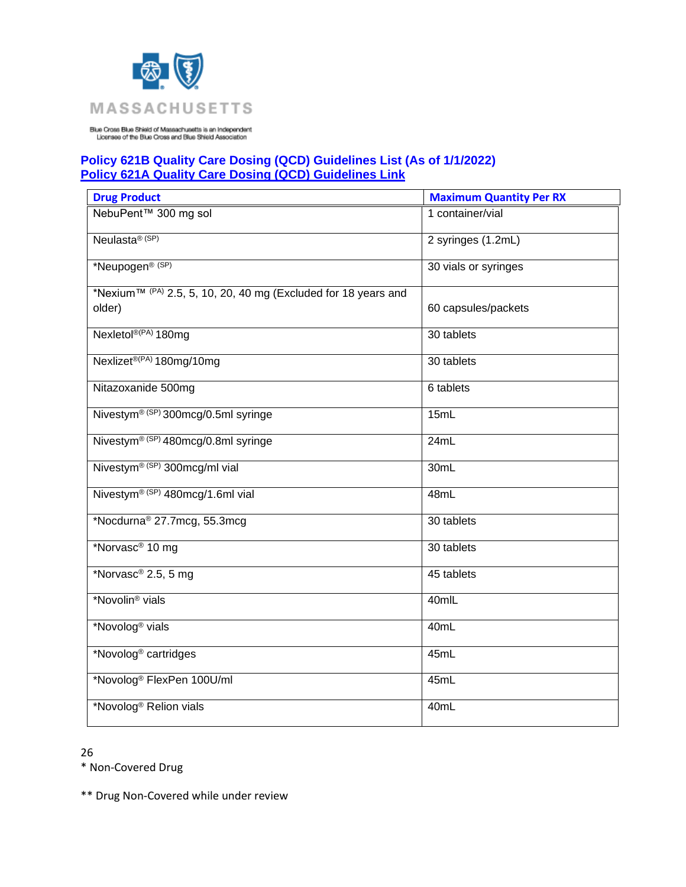MASSACHUSETTS

Blue Cross Blue Shield of Massachusetts is an Independent Licensee of the Blue Cross and Blue Shield Association

**Policy 621B Quality Care Dosing (QCD) Guidelines List (As of 1/1/2022)**
**Policy 621A Quality Care Dosing (QCD) Guidelines Link**

| Drug Product | Maximum Quantity Per RX |
|---|---|
| NebuPent™ 300 mg sol | 1 container/vial |
| Neulasta® (SP) | 2 syringes (1.2mL) |
| *Neupogen® (SP) | 30 vials or syringes |
| *Nexium™ (PA) 2.5, 5, 10, 20, 40 mg (Excluded for 18 years and older) | 60 capsules/packets |
| Nexletol®(PA) 180mg | 30 tablets |
| Nexlizet®(PA) 180mg/10mg | 30 tablets |
| Nitazoxanide 500mg | 6 tablets |
| Nivestym® (SP) 300mcg/0.5ml syringe | 15mL |
| Nivestym® (SP) 480mcg/0.8ml syringe | 24mL |
| Nivestym® (SP) 300mcg/ml vial | 30mL |
| Nivestym® (SP) 480mcg/1.6ml vial | 48mL |
| *Nocdurna® 27.7mcg, 55.3mcg | 30 tablets |
| *Norvasc® 10 mg | 30 tablets |
| *Norvasc® 2.5, 5 mg | 45 tablets |
| *Novolin® vials | 40mlL |
| *Novolog® vials | 40mL |
| *Novolog® cartridges | 45mL |
| *Novolog® FlexPen 100U/ml | 45mL |
| *Novolog® Relion vials | 40mL |

* Non-Covered Drug

** Drug Non-Covered while under review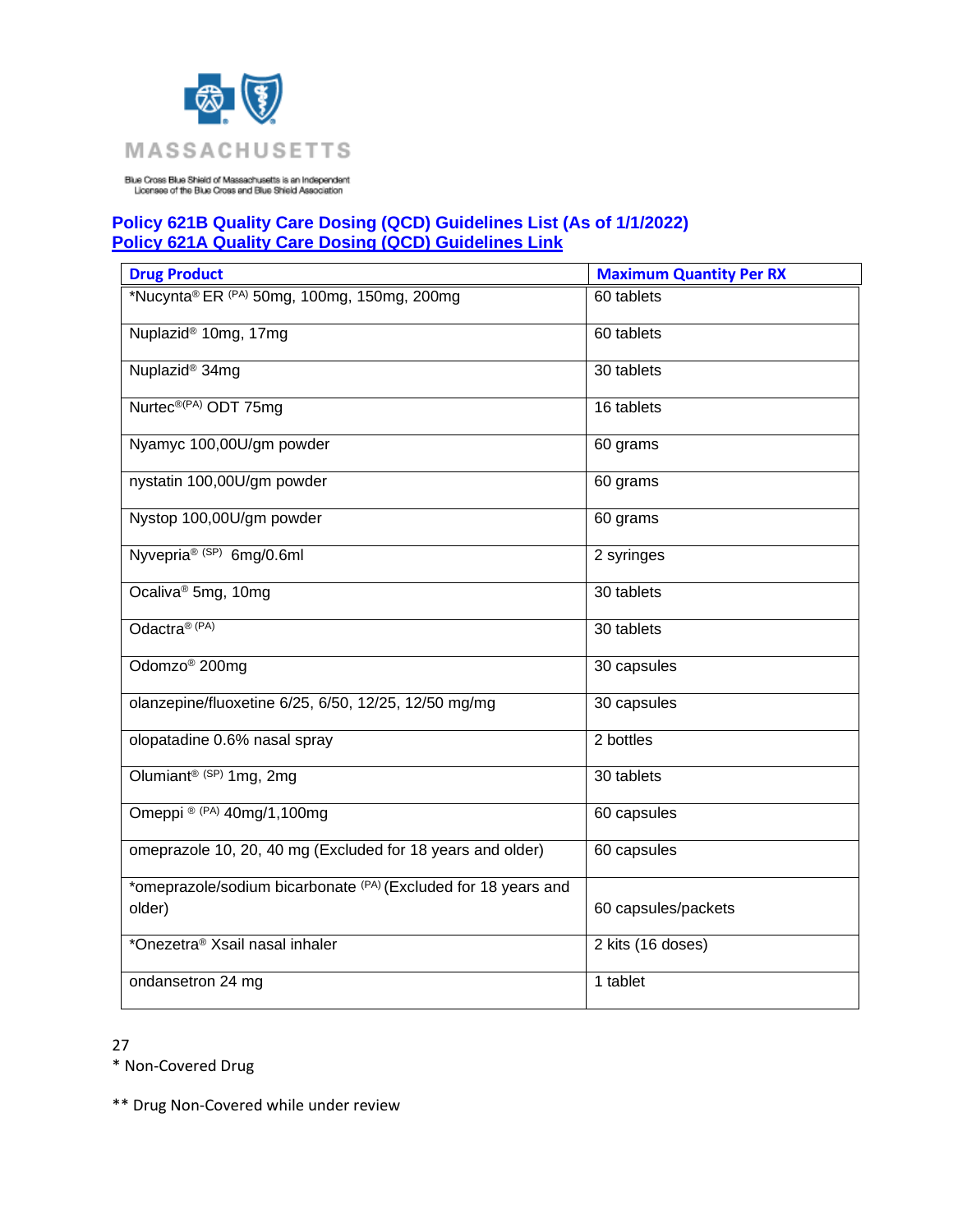MASSACHUSETTS

Blue Cross Blue Shield of Massachusetts is an Independent Licensee of the Blue Cross and Blue Shield Association

**Policy 621B Quality Care Dosing (QCD) Guidelines List (As of 1/1/2022)**
**Policy 621A Quality Care Dosing (QCD) Guidelines Link**

| Drug Product | Maximum Quantity Per RX |
|---|---|
| *Nucynta® ER (PA) 50mg, 100mg, 150mg, 200mg | 60 tablets |
| Nuplazid® 10mg, 17mg | 60 tablets |
| Nuplazid® 34mg | 30 tablets |
| Nurtec®(PA) ODT 75mg | 16 tablets |
| Nyamyc 100,00U/gm powder | 60 grams |
| nystatin 100,00U/gm powder | 60 grams |
| Nystop 100,00U/gm powder | 60 grams |
| Nyvepria® (SP) 6mg/0.6ml | 2 syringes |
| Ocaliva® 5mg, 10mg | 30 tablets |
| Odactra® (PA) | 30 tablets |
| Odomzo® 200mg | 30 capsules |
| olanzepine/fluoxetine 6/25, 6/50, 12/25, 12/50 mg/mg | 30 capsules |
| olopatadine 0.6% nasal spray | 2 bottles |
| Olumiant® (SP) 1mg, 2mg | 30 tablets |
| Omeppi ® (PA) 40mg/1,100mg | 60 capsules |
| omeprazole 10, 20, 40 mg (Excluded for 18 years and older) | 60 capsules |
| *omeprazole/sodium bicarbonate (PA) (Excluded for 18 years and older) | 60 capsules/packets |
| *Onezetra® Xsail nasal inhaler | 2 kits (16 doses) |
| ondansetron 24 mg | 1 tablet |

\* Non-Covered Drug

** Drug Non-Covered while under review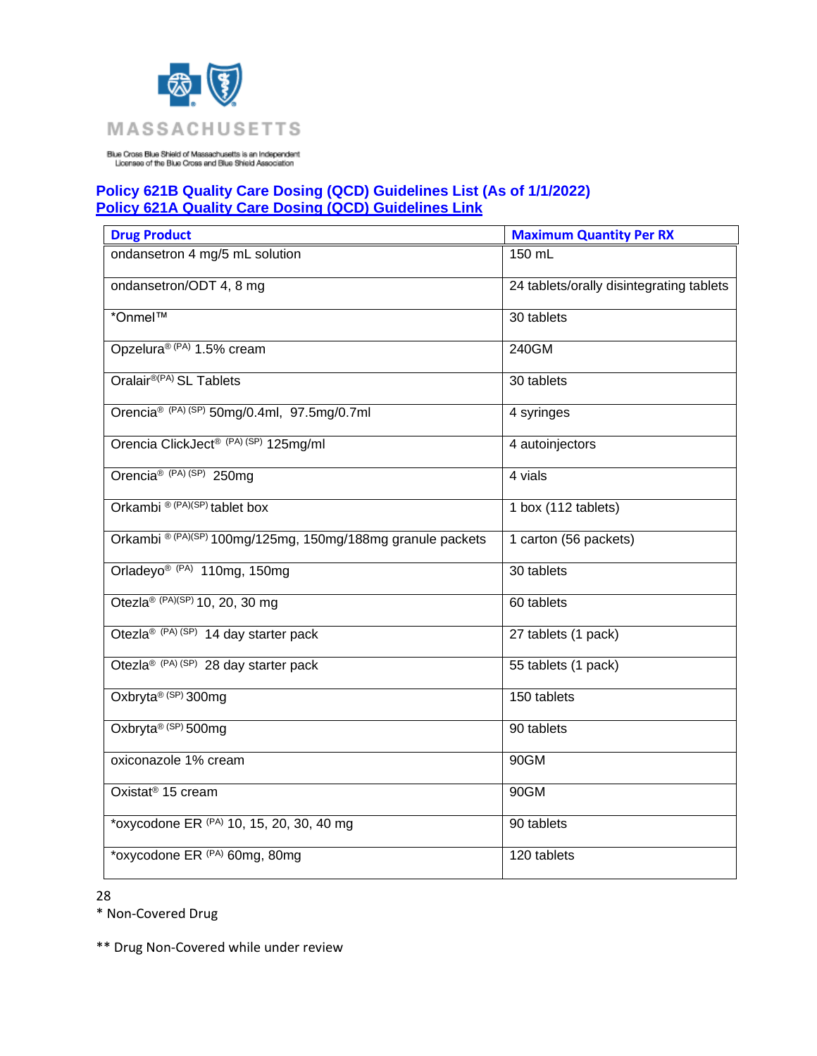MASSACHUSETTS

Blue Cross Blue Shield of Massachusetts is an Independent Licensee of the Blue Cross and Blue Shield Association

**Policy 621B Quality Care Dosing (QCD) Guidelines List (As of 1/1/2022)**
**Policy 621A Quality Care Dosing (QCD) Guidelines Link**

| Drug Product | Maximum Quantity Per RX |
| --- | --- |
| ondansetron 4 mg/5 mL solution | 150 mL |
| ondansetron/ODT 4, 8 mg | 24 tablets/orally disintegrating tablets |
| *Onmel™ | 30 tablets |
| Opzelura® (PA) 1.5% cream | 240GM |
| Oralair®(PA) SL Tablets | 30 tablets |
| Orencia® (PA) (SP) 50mg/0.4ml, 97.5mg/0.7ml | 4 syringes |
| Orencia ClickJect® (PA) (SP) 125mg/ml | 4 autoinjectors |
| Orencia® (PA) (SP) 250mg | 4 vials |
| Orkambi ® (PA)(SP) tablet box | 1 box (112 tablets) |
| Orkambi ® (PA)(SP) 100mg/125mg, 150mg/188mg granule packets | 1 carton (56 packets) |
| Orladeyo® (PA) 110mg, 150mg | 30 tablets |
| Otezla® (PA)(SP) 10, 20, 30 mg | 60 tablets |
| Otezla® (PA) (SP) 14 day starter pack | 27 tablets (1 pack) |
| Otezla® (PA) (SP) 28 day starter pack | 55 tablets (1 pack) |
| Oxbryta® (SP) 300mg | 150 tablets |
| Oxbryta® (SP) 500mg | 90 tablets |
| oxiconazole 1% cream | 90GM |
| Oxistat® 15 cream | 90GM |
| *oxycodone ER (PA) 10, 15, 20, 30, 40 mg | 90 tablets |
| *oxycodone ER (PA) 60mg, 80mg | 120 tablets |

\* Non-Covered Drug

** Drug Non-Covered while under review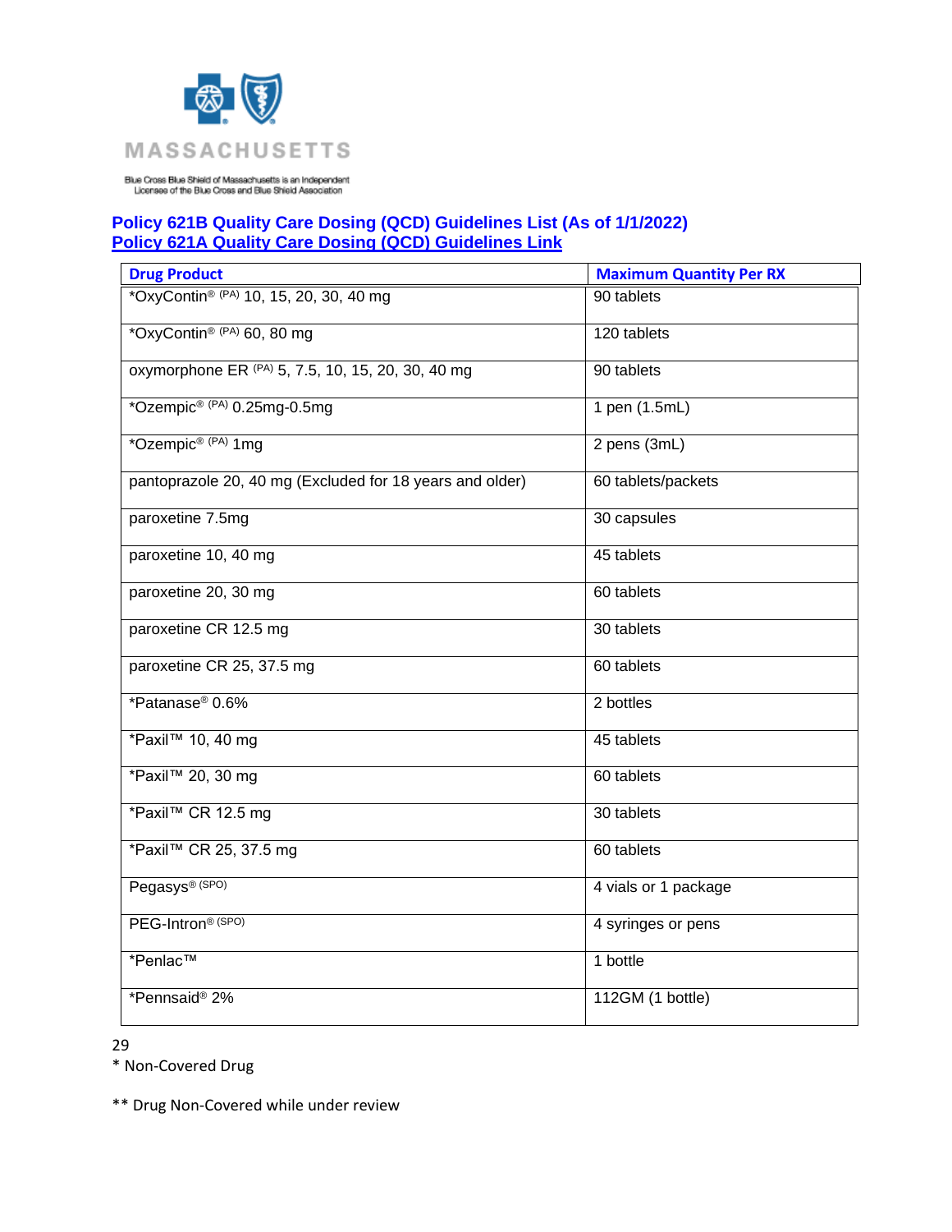Blue Cross Blue Shield of Massachusetts is an Independent Licensee of the Blue Cross and Blue Shield Association

**Policy 621B Quality Care Dosing (QCD) Guidelines List (As of 1/1/2022)**
**Policy 621A Quality Care Dosing (QCD) Guidelines Link**

| Drug Product | Maximum Quantity Per RX |
|---|---|
| *OxyContin® (PA) 10, 15, 20, 30, 40 mg | 90 tablets |
| *OxyContin® (PA) 60, 80 mg | 120 tablets |
| oxymorphone ER (PA) 5, 7.5, 10, 15, 20, 30, 40 mg | 90 tablets |
| *Ozempic® (PA) 0.25mg-0.5mg | 1 pen (1.5mL) |
| *Ozempic® (PA) 1mg | 2 pens (3mL) |
| pantoprazole 20, 40 mg (Excluded for 18 years and older) | 60 tablets/packets |
| paroxetine 7.5mg | 30 capsules |
| paroxetine 10, 40 mg | 45 tablets |
| paroxetine 20, 30 mg | 60 tablets |
| paroxetine CR 12.5 mg | 30 tablets |
| paroxetine CR 25, 37.5 mg | 60 tablets |
| *Patanase® 0.6% | 2 bottles |
| *Paxil™ 10, 40 mg | 45 tablets |
| *Paxil™ 20, 30 mg | 60 tablets |
| *Paxil™ CR 12.5 mg | 30 tablets |
| *Paxil™ CR 25, 37.5 mg | 60 tablets |
| Pegasys® (SPO) | 4 vials or 1 package |
| PEG-Intron® (SPO) | 4 syringes or pens |
| *Penlac™ | 1 bottle |
| *Pennsaid® 2% | 112GM (1 bottle) |

* Non-Covered Drug

** Drug Non-Covered while under review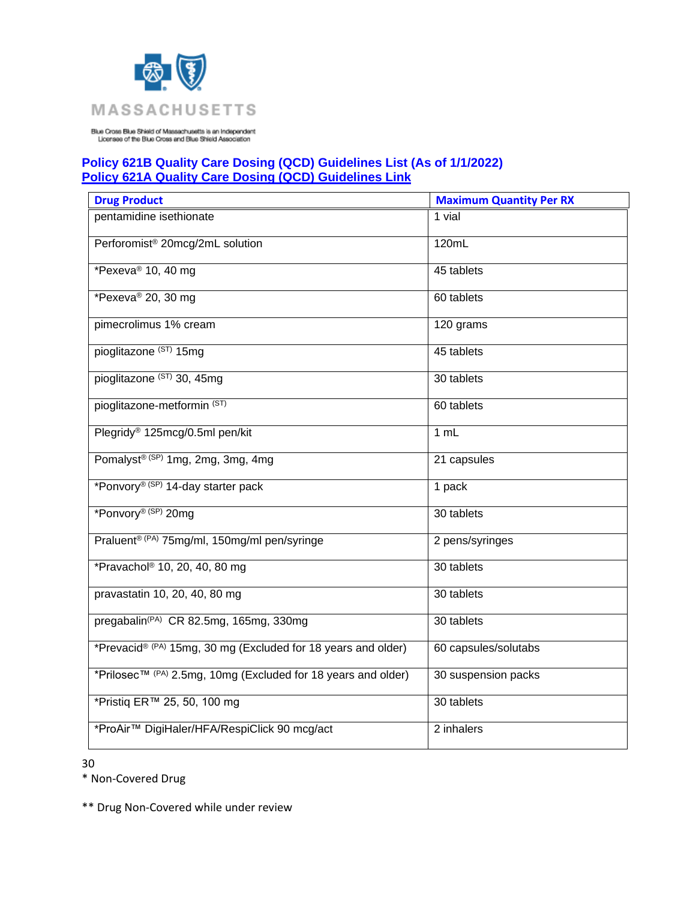MASSACHUSETTS

Blue Cross Blue Shield of Massachusetts is an Independent Licensee of the Blue Cross and Blue Shield Association

**Policy 621B Quality Care Dosing (QCD) Guidelines List (As of 1/1/2022)**
**Policy 621A Quality Care Dosing (QCD) Guidelines Link**

| Drug Product | Maximum Quantity Per RX |
|---|---|
| pentamidine isethionate | 1 vial |
| Perforomist® 20mcg/2mL solution | 120mL |
| *Pexeva® 10, 40 mg | 45 tablets |
| *Pexeva® 20, 30 mg | 60 tablets |
| pimecrolimus 1% cream | 120 grams |
| pioglitazone (ST) 15mg | 45 tablets |
| pioglitazone (ST) 30, 45mg | 30 tablets |
| pioglitazone-metformin (ST) | 60 tablets |
| Plegridy® 125mcg/0.5ml pen/kit | 1 mL |
| Pomalyst® (SP) 1mg, 2mg, 3mg, 4mg | 21 capsules |
| *Ponvory® (SP) 14-day starter pack | 1 pack |
| *Ponvory® (SP) 20mg | 30 tablets |
| Praluent® (PA) 75mg/ml, 150mg/ml pen/syringe | 2 pens/syringes |
| *Pravachol® 10, 20, 40, 80 mg | 30 tablets |
| pravastatin 10, 20, 40, 80 mg | 30 tablets |
| pregabalin(PA) CR 82.5mg, 165mg, 330mg | 30 tablets |
| *Prevacid® (PA) 15mg, 30 mg (Excluded for 18 years and older) | 60 capsules/solutabs |
| *Prilosec™ (PA) 2.5mg, 10mg (Excluded for 18 years and older) | 30 suspension packs |
| *Pristiq ER™ 25, 50, 100 mg | 30 tablets |
| *ProAir™ DigiHaler/HFA/RespiClick 90 mcg/act | 2 inhalers |

\* Non-Covered Drug

** Drug Non-Covered while under review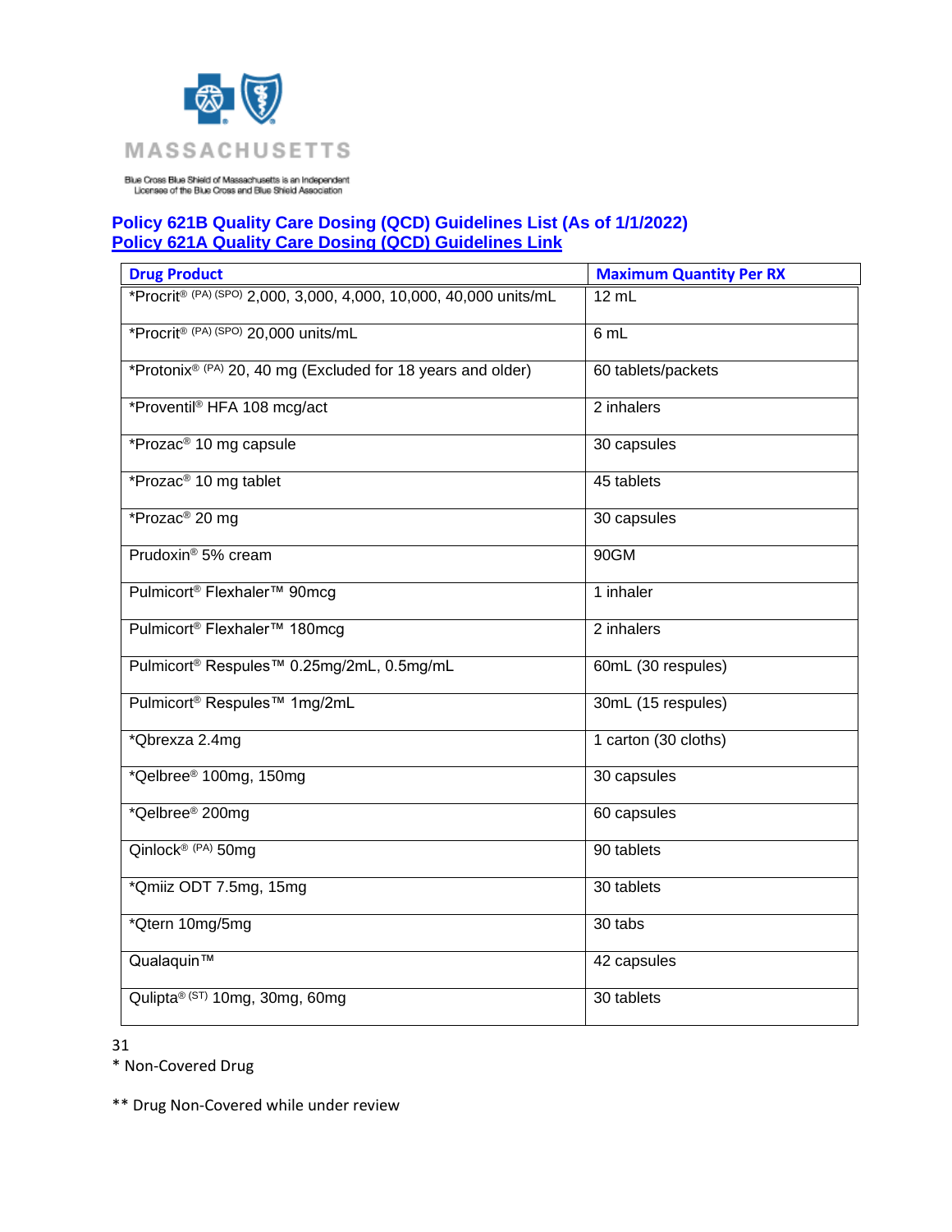MASSACHUSETTS

Blue Cross Blue Shield of Massachusetts is an Independent Licensee of the Blue Cross and Blue Shield Association

**Policy 621B Quality Care Dosing (QCD) Guidelines List (As of 1/1/2022)**
**Policy 621A Quality Care Dosing (QCD) Guidelines Link**

| Drug Product | Maximum Quantity Per RX |
|---|---|
| *Procrit® (PA) (SPO) 2,000, 3,000, 4,000, 10,000, 40,000 units/mL | 12 mL |
| *Procrit® (PA) (SPO) 20,000 units/mL | 6 mL |
| *Protonix® (PA) 20, 40 mg (Excluded for 18 years and older) | 60 tablets/packets |
| *Proventil® HFA 108 mcg/act | 2 inhalers |
| *Prozac® 10 mg capsule | 30 capsules |
| *Prozac® 10 mg tablet | 45 tablets |
| *Prozac® 20 mg | 30 capsules |
| Prudoxin® 5% cream | 90GM |
| Pulmicort® Flexhaler™ 90mcg | 1 inhaler |
| Pulmicort® Flexhaler™ 180mcg | 2 inhalers |
| Pulmicort® Respules™ 0.25mg/2mL, 0.5mg/mL | 60mL (30 respules) |
| Pulmicort® Respules™ 1mg/2mL | 30mL (15 respules) |
| *Qbrexza 2.4mg | 1 carton (30 cloths) |
| *Qelbree® 100mg, 150mg | 30 capsules |
| *Qelbree® 200mg | 60 capsules |
| Qinlock® (PA) 50mg | 90 tablets |
| *Qmiiz ODT 7.5mg, 15mg | 30 tablets |
| *Qtern 10mg/5mg | 30 tabs |
| Qualaquin™ | 42 capsules |
| Qulipta® (ST) 10mg, 30mg, 60mg | 30 tablets |

* Non-Covered Drug

** Drug Non-Covered while under review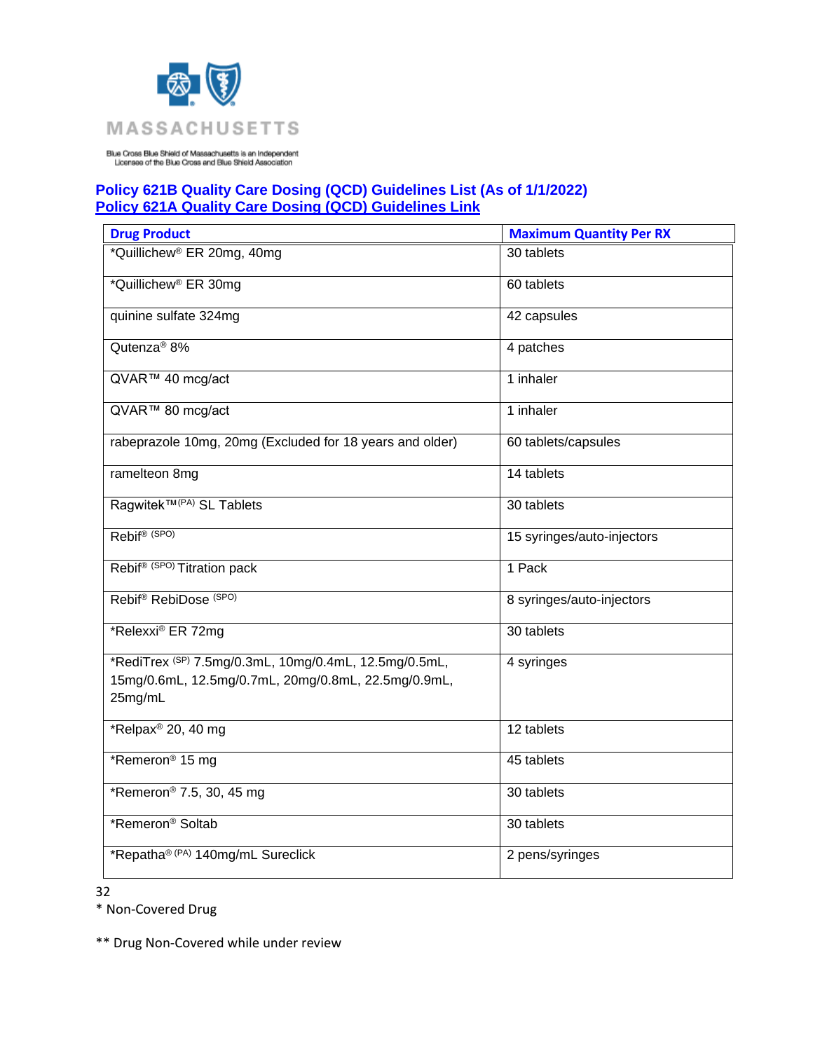MASSACHUSETTS

Blue Cross Blue Shield of Massachusetts is an Independent Licensee of the Blue Cross and Blue Shield Association

**Policy 621B Quality Care Dosing (QCD) Guidelines List (As of 1/1/2022)**
**Policy 621A Quality Care Dosing (QCD) Guidelines Link**

| Drug Product | Maximum Quantity Per RX |
|---|---|
| *Quillichew® ER 20mg, 40mg | 30 tablets |
| *Quillichew® ER 30mg | 60 tablets |
| quinine sulfate 324mg | 42 capsules |
| Qutenza® 8% | 4 patches |
| QVAR™ 40 mcg/act | 1 inhaler |
| QVAR™ 80 mcg/act | 1 inhaler |
| rabeprazole 10mg, 20mg (Excluded for 18 years and older) | 60 tablets/capsules |
| ramelteon 8mg | 14 tablets |
| Ragwitek™ (PA) SL Tablets | 30 tablets |
| Rebif® (SPO) | 15 syringes/auto-injectors |
| Rebif® (SPO) Titration pack | 1 Pack |
| Rebif® RebiDose (SPO) | 8 syringes/auto-injectors |
| *Relexxi® ER 72mg | 30 tablets |
| *RediTrex (SP) 7.5mg/0.3mL, 10mg/0.4mL, 12.5mg/0.5mL, 15mg/0.6mL, 12.5mg/0.7mL, 20mg/0.8mL, 22.5mg/0.9mL, 25mg/mL | 4 syringes |
| *Relpax® 20, 40 mg | 12 tablets |
| *Remeron® 15 mg | 45 tablets |
| *Remeron® 7.5, 30, 45 mg | 30 tablets |
| *Remeron® Soltab | 30 tablets |
| *Repatha® (PA) 140mg/mL Sureclick | 2 pens/syringes |

\* Non-Covered Drug

** Drug Non-Covered while under review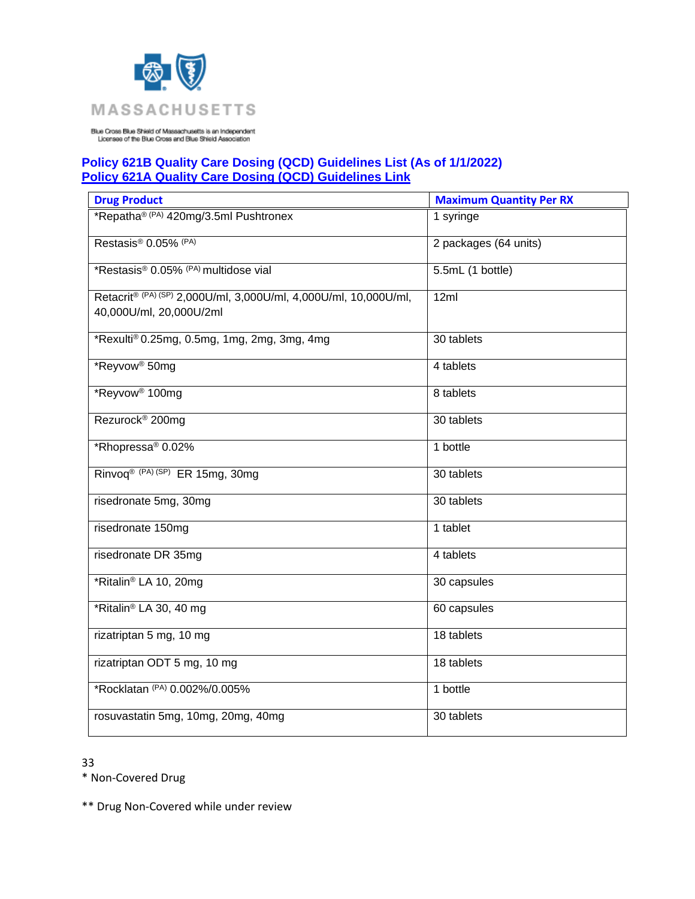MASSACHUSETTS

Blue Cross Blue Shield of Massachusetts is an Independent Licensee of the Blue Cross and Blue Shield Association

**Policy 621B Quality Care Dosing (QCD) Guidelines List (As of 1/1/2022)**
**Policy 621A Quality Care Dosing (QCD) Guidelines Link**

| Drug Product | Maximum Quantity Per RX |
|---|---|
| *Repatha® (PA) 420mg/3.5ml Pushtronex | 1 syringe |
| Restasis® 0.05% (PA) | 2 packages (64 units) |
| *Restasis® 0.05% (PA) multidose vial | 5.5mL (1 bottle) |
| Retacrit® (PA) (SP) 2,000U/ml, 3,000U/ml, 4,000U/ml, 10,000U/ml, 40,000U/ml, 20,000U/2ml | 12ml |
| *Rexulti® 0.25mg, 0.5mg, 1mg, 2mg, 3mg, 4mg | 30 tablets |
| *Reyvow® 50mg | 4 tablets |
| *Reyvow® 100mg | 8 tablets |
| Rezurock® 200mg | 30 tablets |
| *Rhopressa® 0.02% | 1 bottle |
| Rinvoq® (PA) (SP) ER 15mg, 30mg | 30 tablets |
| risedronate 5mg, 30mg | 30 tablets |
| risedronate 150mg | 1 tablet |
| risedronate DR 35mg | 4 tablets |
| *Ritalin® LA 10, 20mg | 30 capsules |
| *Ritalin® LA 30, 40 mg | 60 capsules |
| rizatriptan 5 mg, 10 mg | 18 tablets |
| rizatriptan ODT 5 mg, 10 mg | 18 tablets |
| *Rocklatan (PA) 0.002%/0.005% | 1 bottle |
| rosuvastatin 5mg, 10mg, 20mg, 40mg | 30 tablets |

* Non-Covered Drug

** Drug Non-Covered while under review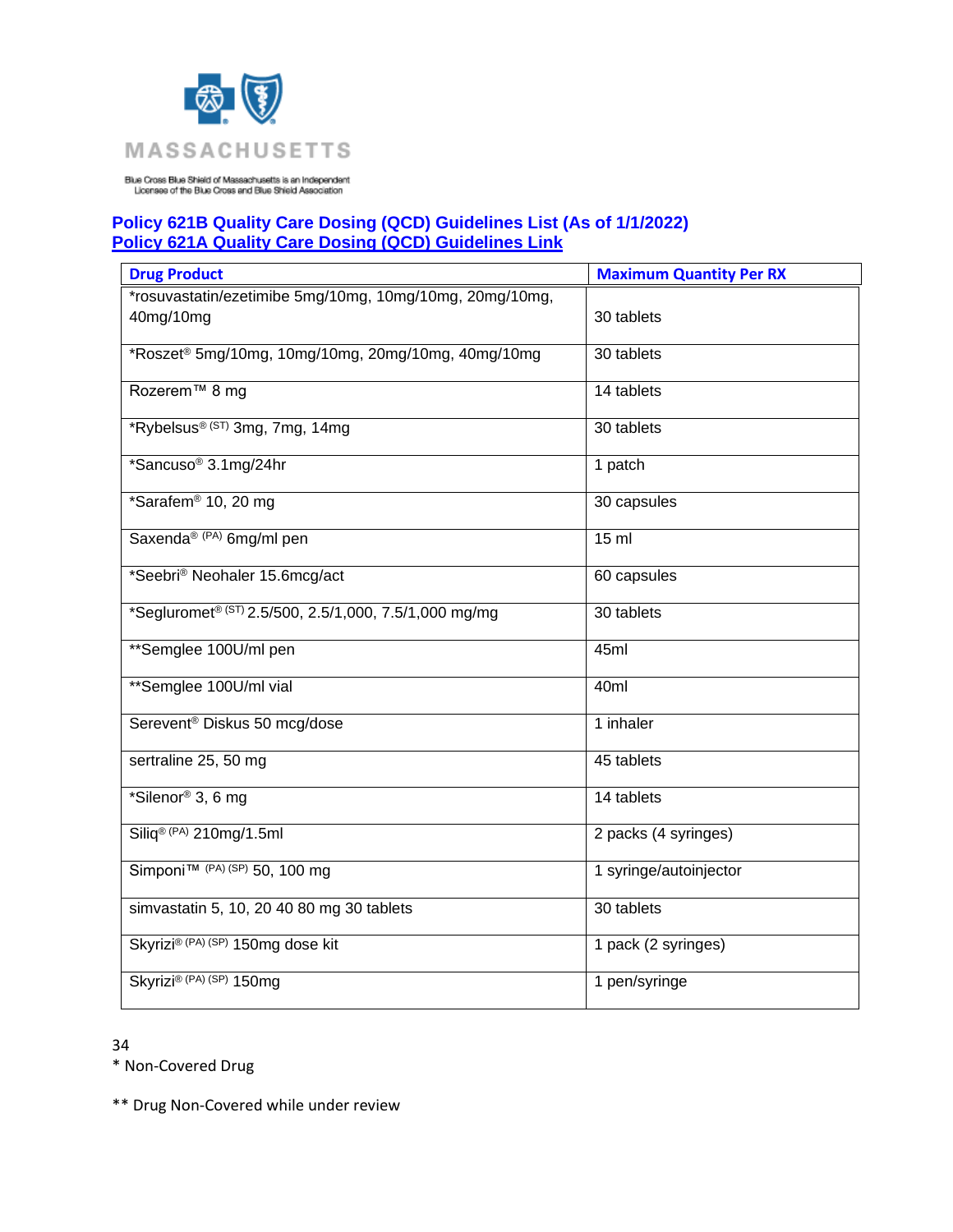MASSACHUSETTS

Blue Cross Blue Shield of Massachusetts is an Independent Licensee of the Blue Cross and Blue Shield Association

**Policy 621B Quality Care Dosing (QCD) Guidelines List (As of 1/1/2022)**
**Policy 621A Quality Care Dosing (QCD) Guidelines Link**

| Drug Product | Maximum Quantity Per RX |
|---|---|
| *rosuvastatin/ezetimibe 5mg/10mg, 10mg/10mg, 20mg/10mg, 40mg/10mg | 30 tablets |
| *Roszet® 5mg/10mg, 10mg/10mg, 20mg/10mg, 40mg/10mg | 30 tablets |
| Rozerem™ 8 mg | 14 tablets |
| *Rybelsus® (ST) 3mg, 7mg, 14mg | 30 tablets |
| *Sancuso® 3.1mg/24hr | 1 patch |
| *Sarafem® 10, 20 mg | 30 capsules |
| Saxenda® (PA) 6mg/ml pen | 15 ml |
| *Seebri® Neohaler 15.6mcg/act | 60 capsules |
| *Segluromet® (ST) 2.5/500, 2.5/1,000, 7.5/1,000 mg/mg | 30 tablets |
| **Semglee 100U/ml pen | 45ml |
| **Semglee 100U/ml vial | 40ml |
| Serevent® Diskus 50 mcg/dose | 1 inhaler |
| sertraline 25, 50 mg | 45 tablets |
| *Silenor® 3, 6 mg | 14 tablets |
| Siliq® (PA) 210mg/1.5ml | 2 packs (4 syringes) |
| Simponi™ (PA) (SP) 50, 100 mg | 1 syringe/autoinjector |
| simvastatin 5, 10, 20 40 80 mg 30 tablets | 30 tablets |
| Skyrizi® (PA) (SP) 150mg dose kit | 1 pack (2 syringes) |
| Skyrizi® (PA) (SP) 150mg | 1 pen/syringe |

\* Non-Covered Drug

** Drug Non-Covered while under review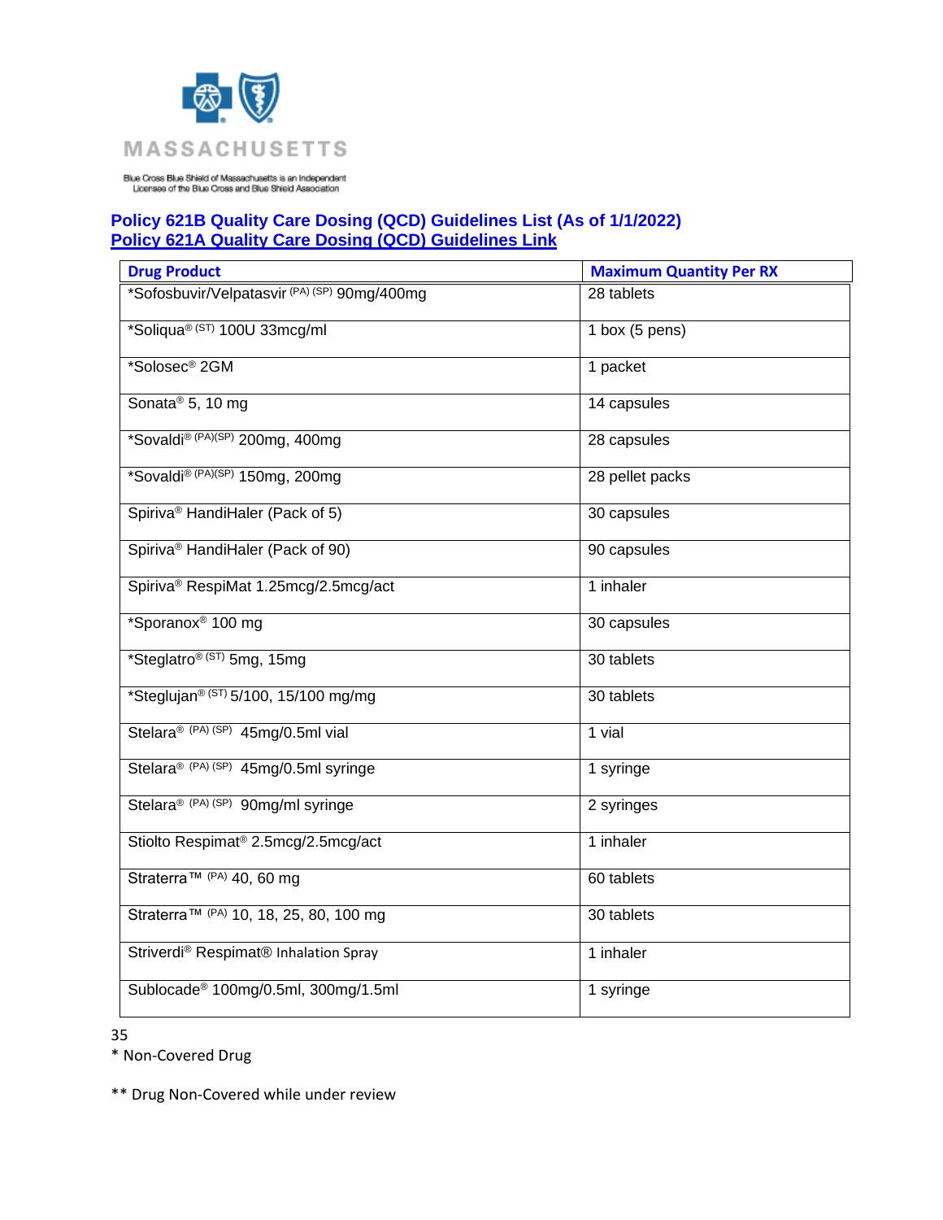Blue Cross Blue Shield of Massachusetts is an Independent Licensee of the Blue Cross and Blue Shield Association

## Policy 621B Quality Care Dosing (QCD) Guidelines List (As of 1/1/2022)

## Policy 621A Quality Care Dosing (QCD) Guidelines Link

| Drug Product | Maximum Quantity Per RX |
|---|---|
| *Sofosbuvir/Velpatasvir (PA) (SP) 90mg/400mg | 28 tablets |
| *Soliqua® (ST) 100U 33mcg/ml | 1 box (5 pens) |
| *Solosec® 2GM | 1 packet |
| Sonata® 5, 10 mg | 14 capsules |
| *Sovaldi® (PA)(SP) 200mg, 400mg | 28 capsules |
| *Sovaldi® (PA)(SP) 150mg, 200mg | 28 pellet packs |
| Spiriva® HandiHaler (Pack of 5) | 30 capsules |
| Spiriva® HandiHaler (Pack of 90) | 90 capsules |
| Spiriva® RespiMat 1.25mcg/2.5mcg/act | 1 inhaler |
| *Sporanox® 100 mg | 30 capsules |
| *Steglatro® (ST) 5mg, 15mg | 30 tablets |
| *Steglujan® (ST) 5/100, 15/100 mg/mg | 30 tablets |
| Stelara® (PA) (SP) 45mg/0.5ml vial | 1 vial |
| Stelara® (PA) (SP) 45mg/0.5ml syringe | 1 syringe |
| Stelara® (PA) (SP) 90mg/ml syringe | 2 syringes |
| Stiolto Respimat® 2.5mcg/2.5mcg/act | 1 inhaler |
| Straterra™ (PA) 40, 60 mg | 60 tablets |
| Straterra™ (PA) 10, 18, 25, 80, 100 mg | 30 tablets |
| Striverdi® Respimat® Inhalation Spray | 1 inhaler |
| Sublocade® 100mg/0.5ml, 300mg/1.5ml | 1 syringe |

* Non-Covered Drug

** Drug Non-Covered while under review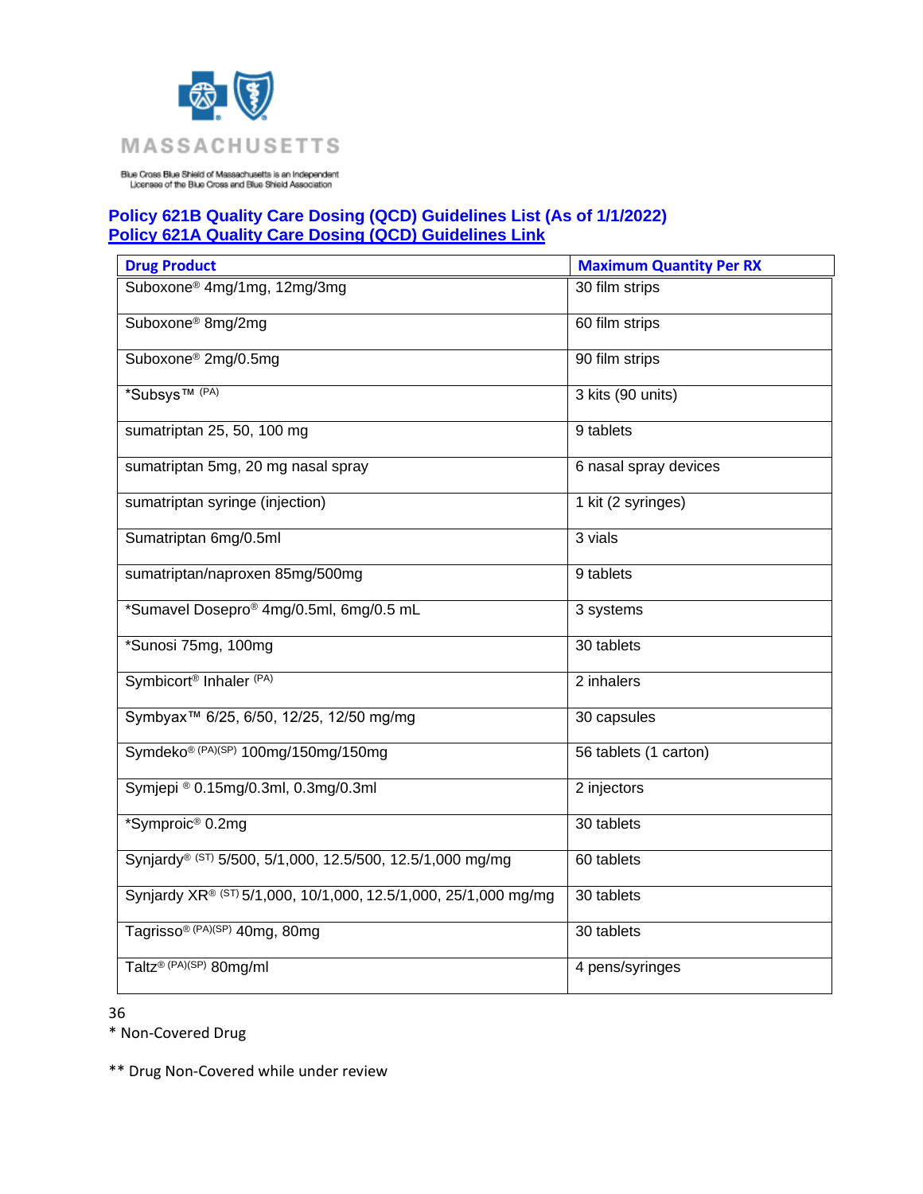MASSACHUSETTS

Blue Cross Blue Shield of Massachusetts is an Independent Licensee of the Blue Cross and Blue Shield Association

**Policy 621B Quality Care Dosing (QCD) Guidelines List (As of 1/1/2022)**
**Policy 621A Quality Care Dosing (QCD) Guidelines Link**

| Drug Product | Maximum Quantity Per RX |
|---|---|
| Suboxone® 4mg/1mg, 12mg/3mg | 30 film strips |
| Suboxone® 8mg/2mg | 60 film strips |
| Suboxone® 2mg/0.5mg | 90 film strips |
| *Subsys™ (PA) | 3 kits (90 units) |
| sumatriptan 25, 50, 100 mg | 9 tablets |
| sumatriptan 5mg, 20 mg nasal spray | 6 nasal spray devices |
| sumatriptan syringe (injection) | 1 kit (2 syringes) |
| Sumatriptan 6mg/0.5ml | 3 vials |
| sumatriptan/naproxen 85mg/500mg | 9 tablets |
| *Sumavel Dosepro® 4mg/0.5ml, 6mg/0.5 mL | 3 systems |
| *Sunosi 75mg, 100mg | 30 tablets |
| Symbicort® Inhaler (PA) | 2 inhalers |
| Symbyax™ 6/25, 6/50, 12/25, 12/50 mg/mg | 30 capsules |
| Symdeko® (PA)(SP) 100mg/150mg/150mg | 56 tablets (1 carton) |
| Symjepi ® 0.15mg/0.3ml, 0.3mg/0.3ml | 2 injectors |
| *Symproic® 0.2mg | 30 tablets |
| Synjardy® (ST) 5/500, 5/1,000, 12.5/500, 12.5/1,000 mg/mg | 60 tablets |
| Synjardy XR® (ST) 5/1,000, 10/1,000, 12.5/1,000, 25/1,000 mg/mg | 30 tablets |
| Tagrisso® (PA)(SP) 40mg, 80mg | 30 tablets |
| Taltz® (PA)(SP) 80mg/ml | 4 pens/syringes |

\* Non-Covered Drug

** Drug Non-Covered while under review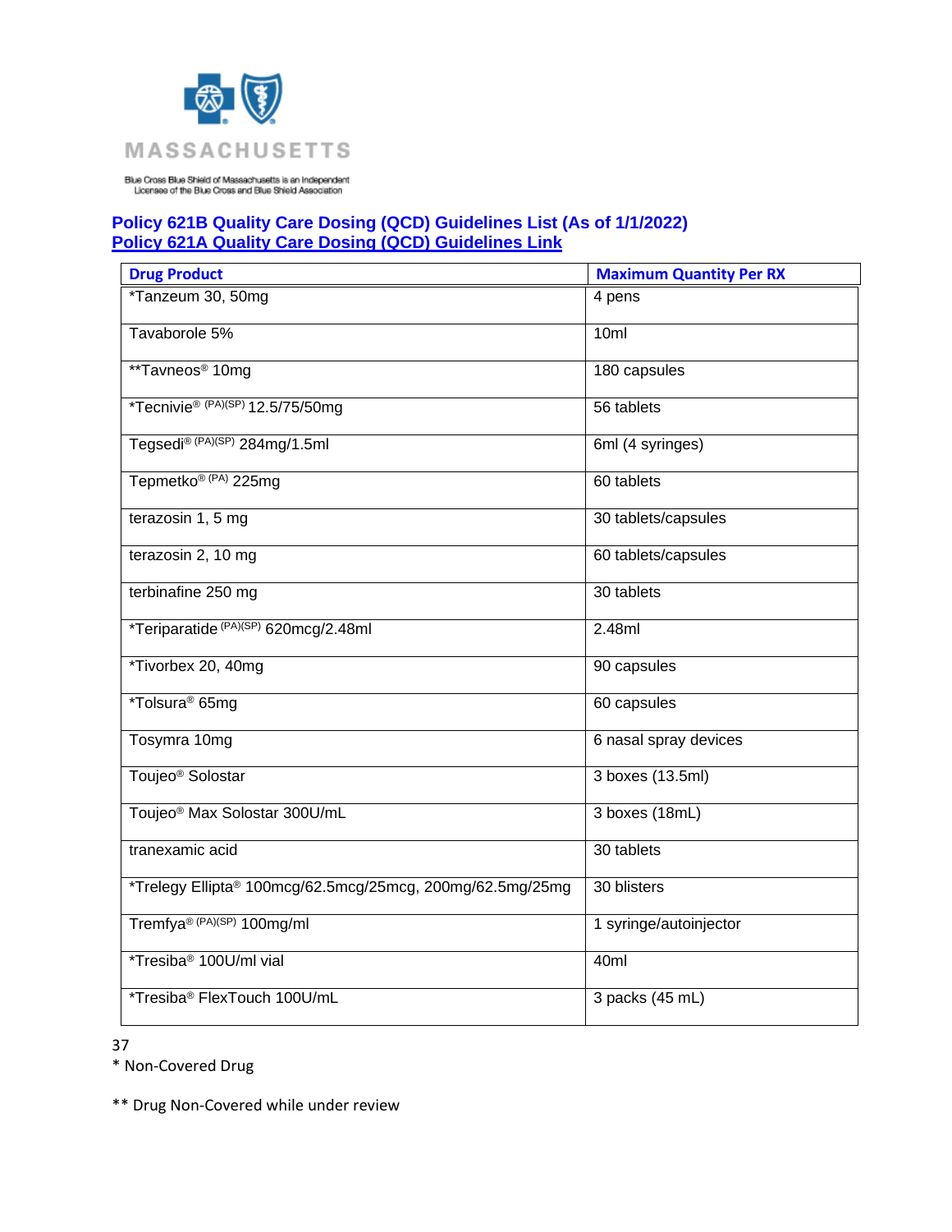MASSACHUSETTS

Blue Cross Blue Shield of Massachusetts is an Independent Licensee of the Blue Cross and Blue Shield Association

**Policy 621B Quality Care Dosing (QCD) Guidelines List (As of 1/1/2022)**
**Policy 621A Quality Care Dosing (QCD) Guidelines Link**

| Drug Product | Maximum Quantity Per RX |
|---|---|
| *Tanzeum 30, 50mg | 4 pens |
| Tavaborole 5% | 10ml |
| **Tavneos® 10mg | 180 capsules |
| *Tecnivie® (PA)(SP) 12.5/75/50mg | 56 tablets |
| Tegsedi® (PA)(SP) 284mg/1.5ml | 6ml (4 syringes) |
| Tepmetko® (PA) 225mg | 60 tablets |
| terazosin 1, 5 mg | 30 tablets/capsules |
| terazosin 2, 10 mg | 60 tablets/capsules |
| terbinafine 250 mg | 30 tablets |
| *Teriparatide (PA)(SP) 620mcg/2.48ml | 2.48ml |
| *Tivorbex 20, 40mg | 90 capsules |
| *Tolsura® 65mg | 60 capsules |
| Tosymra 10mg | 6 nasal spray devices |
| Toujeo® Solostar | 3 boxes (13.5ml) |
| Toujeo® Max Solostar 300U/mL | 3 boxes (18mL) |
| tranexamic acid | 30 tablets |
| *Trelegy Ellipta® 100mcg/62.5mcg/25mcg, 200mg/62.5mg/25mg | 30 blisters |
| Tremfya® (PA)(SP) 100mg/ml | 1 syringe/autoinjector |
| *Tresiba® 100U/ml vial | 40ml |
| *Tresiba® FlexTouch 100U/mL | 3 packs (45 mL) |

\* Non-Covered Drug

\** Drug Non-Covered while under review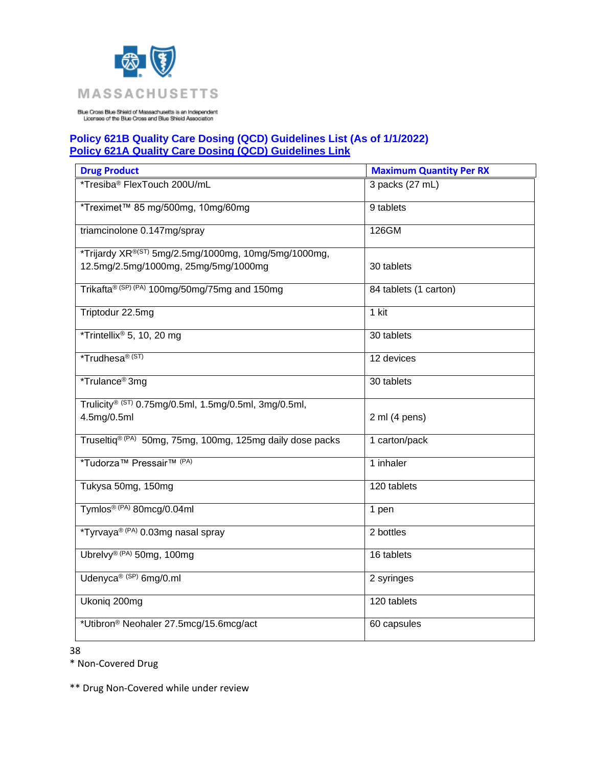MASSACHUSETTS

Blue Cross Blue Shield of Massachusetts is an Independent Licensee of the Blue Cross and Blue Shield Association

**Policy 621B Quality Care Dosing (QCD) Guidelines List (As of 1/1/2022)**
**Policy 621A Quality Care Dosing (QCD) Guidelines Link**

| Drug Product | Maximum Quantity Per RX |
|---|---|
| *Tresiba® FlexTouch 200U/mL | 3 packs (27 mL) |
| *Treximet™ 85 mg/500mg, 10mg/60mg | 9 tablets |
| triamcinolone 0.147mg/spray | 126GM |
| *Trijardy XR®(ST) 5mg/2.5mg/1000mg, 10mg/5mg/1000mg, 12.5mg/2.5mg/1000mg, 25mg/5mg/1000mg | 30 tablets |
| Trikafta® (SP) (PA) 100mg/50mg/75mg and 150mg | 84 tablets (1 carton) |
| Triptodur 22.5mg | 1 kit |
| *Trintellix® 5, 10, 20 mg | 30 tablets |
| *Trudhesa® (ST) | 12 devices |
| *Trulance® 3mg | 30 tablets |
| Trulicity® (ST) 0.75mg/0.5ml, 1.5mg/0.5ml, 3mg/0.5ml, 4.5mg/0.5ml | 2 ml (4 pens) |
| Truseltiq® (PA) 50mg, 75mg, 100mg, 125mg daily dose packs | 1 carton/pack |
| *Tudorza™ Pressair™ (PA) | 1 inhaler |
| Tukysa 50mg, 150mg | 120 tablets |
| Tymlos® (PA) 80mcg/0.04ml | 1 pen |
| *Tyrvaya® (PA) 0.03mg nasal spray | 2 bottles |
| Ubrelvy® (PA) 50mg, 100mg | 16 tablets |
| Udenyca® (SP) 6mg/0.ml | 2 syringes |
| Ukoniq 200mg | 120 tablets |
| *Utibron® Neohaler 27.5mcg/15.6mcg/act | 60 capsules |

* Non-Covered Drug

** Drug Non-Covered while under review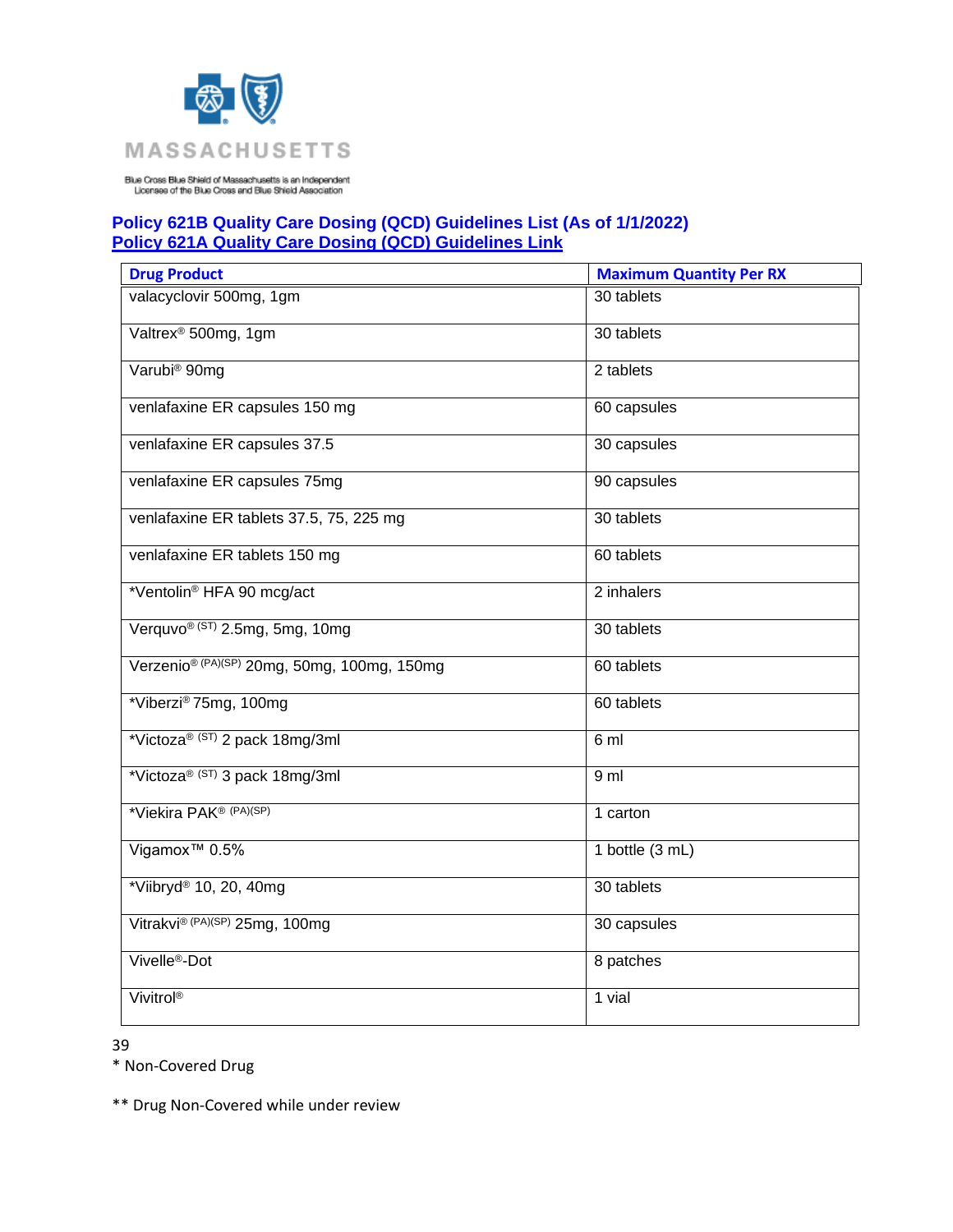MASSACHUSETTS

Blue Cross Blue Shield of Massachusetts is an Independent Licensee of the Blue Cross and Blue Shield Association

## Policy 621B Quality Care Dosing (QCD) Guidelines List (As of 1/1/2022)
## Policy 621A Quality Care Dosing (QCD) Guidelines Link

| Drug Product | Maximum Quantity Per RX |
|---|---|
| valacyclovir 500mg, 1gm | 30 tablets |
| Valtrex® 500mg, 1gm | 30 tablets |
| Varubi® 90mg | 2 tablets |
| venlafaxine ER capsules 150 mg | 60 capsules |
| venlafaxine ER capsules 37.5 | 30 capsules |
| venlafaxine ER capsules 75mg | 90 capsules |
| venlafaxine ER tablets 37.5, 75, 225 mg | 30 tablets |
| venlafaxine ER tablets 150 mg | 60 tablets |
| *Ventolin® HFA 90 mcg/act | 2 inhalers |
| Verquvo® (ST) 2.5mg, 5mg, 10mg | 30 tablets |
| Verzenio® (PA)(SP) 20mg, 50mg, 100mg, 150mg | 60 tablets |
| *Viberzi® 75mg, 100mg | 60 tablets |
| *Victoza® (ST) 2 pack 18mg/3ml | 6 ml |
| *Victoza® (ST) 3 pack 18mg/3ml | 9 ml |
| *Viekira PAK® (PA)(SP) | 1 carton |
| Vigamox™ 0.5% | 1 bottle (3 mL) |
| *Viibryd® 10, 20, 40mg | 30 tablets |
| Vitrakvi® (PA)(SP) 25mg, 100mg | 30 capsules |
| Vivelle®-Dot | 8 patches |
| Vivitrol® | 1 vial |

* Non-Covered Drug

** Drug Non-Covered while under review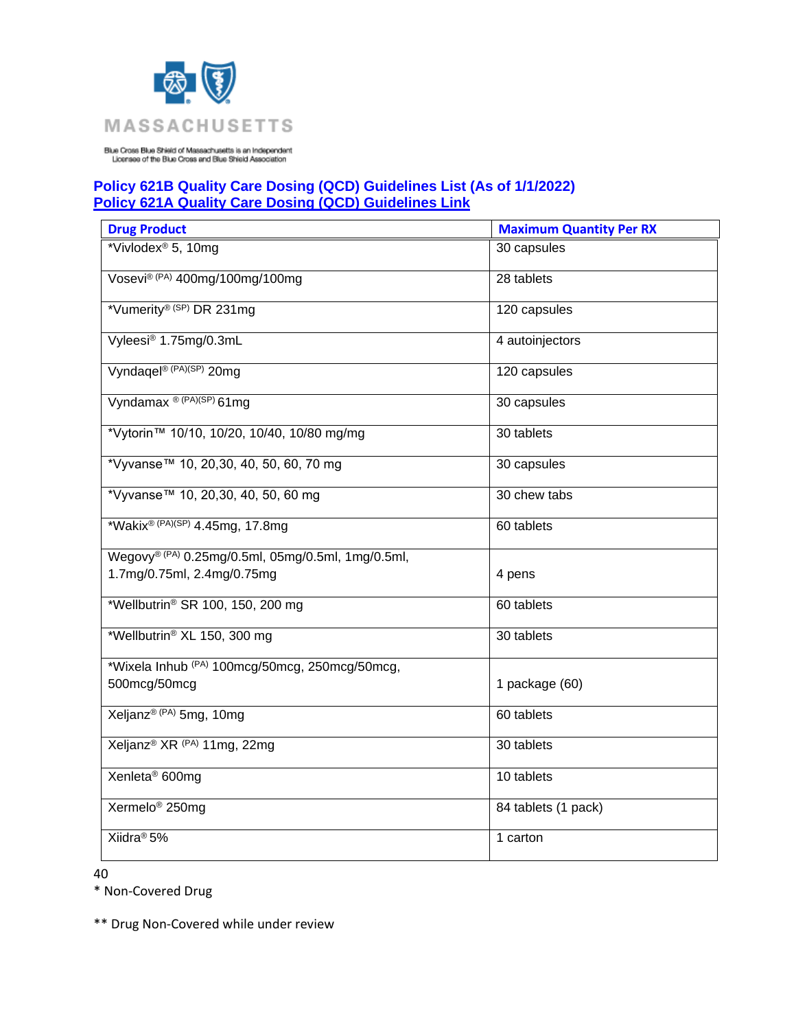MASSACHUSETTS

Blue Cross Blue Shield of Massachusetts is an Independent Licensee of the Blue Cross and Blue Shield Association

**Policy 621B Quality Care Dosing (QCD) Guidelines List (As of 1/1/2022)**
**Policy 621A Quality Care Dosing (QCD) Guidelines Link**

| Drug Product | Maximum Quantity Per RX |
|---|---|
| *Vivlodex® 5, 10mg | 30 capsules |
| Vosevi® (PA) 400mg/100mg/100mg | 28 tablets |
| *Vumerity® (SP) DR 231mg | 120 capsules |
| Vyleesi® 1.75mg/0.3mL | 4 autoinjectors |
| Vyndaqel® (PA)(SP) 20mg | 120 capsules |
| Vyndamax ® (PA)(SP) 61mg | 30 capsules |
| *Vytorin™ 10/10, 10/20, 10/40, 10/80 mg/mg | 30 tablets |
| *Vyvanse™ 10, 20,30, 40, 50, 60, 70 mg | 30 capsules |
| *Vyvanse™ 10, 20,30, 40, 50, 60 mg | 30 chew tabs |
| *Wakix® (PA)(SP) 4.45mg, 17.8mg | 60 tablets |
| Wegovy® (PA) 0.25mg/0.5ml, 05mg/0.5ml, 1mg/0.5ml, 1.7mg/0.75ml, 2.4mg/0.75mg | 4 pens |
| *Wellbutrin® SR 100, 150, 200 mg | 60 tablets |
| *Wellbutrin® XL 150, 300 mg | 30 tablets |
| *Wixela Inhub (PA) 100mcg/50mcg, 250mcg/50mcg, 500mcg/50mcg | 1 package (60) |
| Xeljanz® (PA) 5mg, 10mg | 60 tablets |
| Xeljanz® XR (PA) 11mg, 22mg | 30 tablets |
| Xenleta® 600mg | 10 tablets |
| Xermelo® 250mg | 84 tablets (1 pack) |
| Xiidra® 5% | 1 carton |

* Non-Covered Drug

** Drug Non-Covered while under review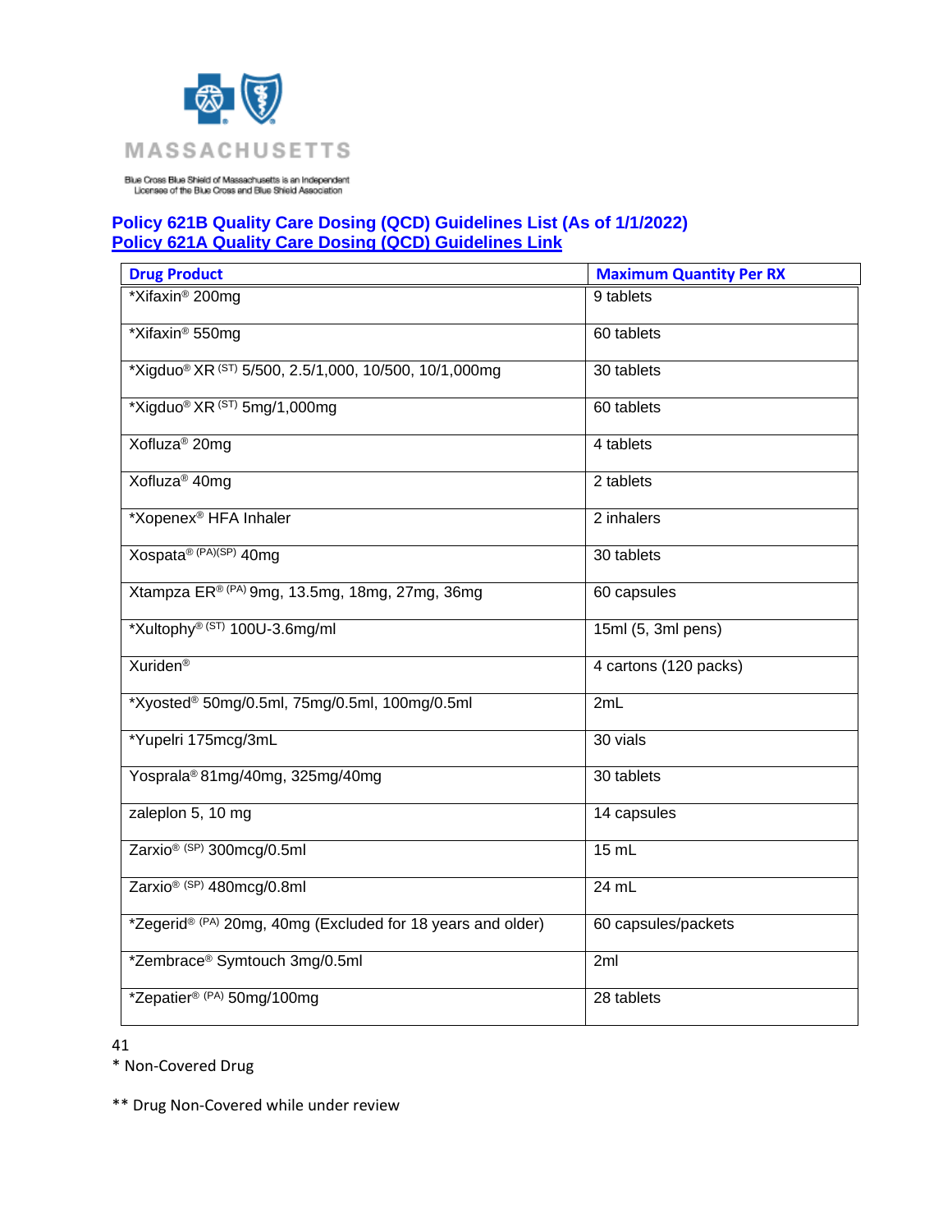MASSACHUSETTS

Blue Cross Blue Shield of Massachusetts is an Independent Licensee of the Blue Cross and Blue Shield Association

**Policy 621B Quality Care Dosing (QCD) Guidelines List (As of 1/1/2022)**
**Policy 621A Quality Care Dosing (QCD) Guidelines Link**

| Drug Product | Maximum Quantity Per RX |
|---|---|
| *Xifaxin® 200mg | 9 tablets |
| *Xifaxin® 550mg | 60 tablets |
| *Xigduo® XR (ST) 5/500, 2.5/1,000, 10/500, 10/1,000mg | 30 tablets |
| *Xigduo® XR (ST) 5mg/1,000mg | 60 tablets |
| Xofluza® 20mg | 4 tablets |
| Xofluza® 40mg | 2 tablets |
| *Xopenex® HFA Inhaler | 2 inhalers |
| Xospata® (PA)(SP) 40mg | 30 tablets |
| Xtampza ER® (PA) 9mg, 13.5mg, 18mg, 27mg, 36mg | 60 capsules |
| *Xultophy® (ST) 100U-3.6mg/ml | 15ml (5, 3ml pens) |
| Xuriden® | 4 cartons (120 packs) |
| *Xyosted® 50mg/0.5ml, 75mg/0.5ml, 100mg/0.5ml | 2mL |
| *Yupelri 175mcg/3mL | 30 vials |
| Yosprala® 81mg/40mg, 325mg/40mg | 30 tablets |
| zaleplon 5, 10 mg | 14 capsules |
| Zarxio® (SP) 300mcg/0.5ml | 15 mL |
| Zarxio® (SP) 480mcg/0.8ml | 24 mL |
| *Zegerid® (PA) 20mg, 40mg (Excluded for 18 years and older) | 60 capsules/packets |
| *Zembrace® Symtouch 3mg/0.5ml | 2ml |
| *Zepatier® (PA) 50mg/100mg | 28 tablets |

\* Non-Covered Drug

** Drug Non-Covered while under review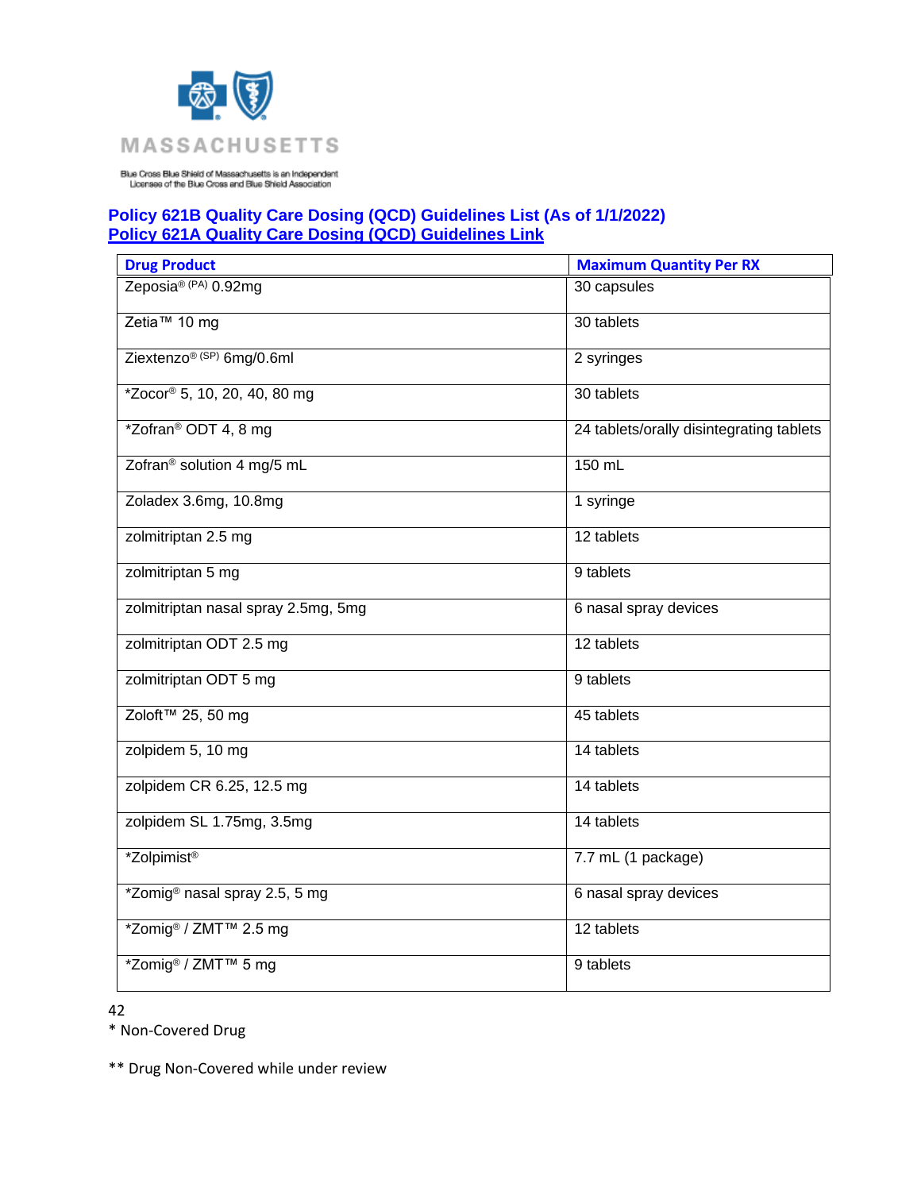MASSACHUSETTS

Blue Cross Blue Shield of Massachusetts is an Independent Licensee of the Blue Cross and Blue Shield Association

**Policy 621B Quality Care Dosing (QCD) Guidelines List (As of 1/1/2022)**
**Policy 621A Quality Care Dosing (QCD) Guidelines Link**

| Drug Product | Maximum Quantity Per RX |
|---|---|
| Zeposia® (PA) 0.92mg | 30 capsules |
| Zetia™ 10 mg | 30 tablets |
| Ziextenzo® (SP) 6mg/0.6ml | 2 syringes |
| *Zocor® 5, 10, 20, 40, 80 mg | 30 tablets |
| *Zofran® ODT 4, 8 mg | 24 tablets/orally disintegrating tablets |
| Zofran® solution 4 mg/5 mL | 150 mL |
| Zoladex 3.6mg, 10.8mg | 1 syringe |
| zolmitriptan 2.5 mg | 12 tablets |
| zolmitriptan 5 mg | 9 tablets |
| zolmitriptan nasal spray 2.5mg, 5mg | 6 nasal spray devices |
| zolmitriptan ODT 2.5 mg | 12 tablets |
| zolmitriptan ODT 5 mg | 9 tablets |
| Zoloft™ 25, 50 mg | 45 tablets |
| zolpidem 5, 10 mg | 14 tablets |
| zolpidem CR 6.25, 12.5 mg | 14 tablets |
| zolpidem SL 1.75mg, 3.5mg | 14 tablets |
| *Zolpimist® | 7.7 mL (1 package) |
| *Zomig® nasal spray 2.5, 5 mg | 6 nasal spray devices |
| *Zomig® / ZMT™ 2.5 mg | 12 tablets |
| *Zomig® / ZMT™ 5 mg | 9 tablets |

\* Non-Covered Drug

** Drug Non-Covered while under review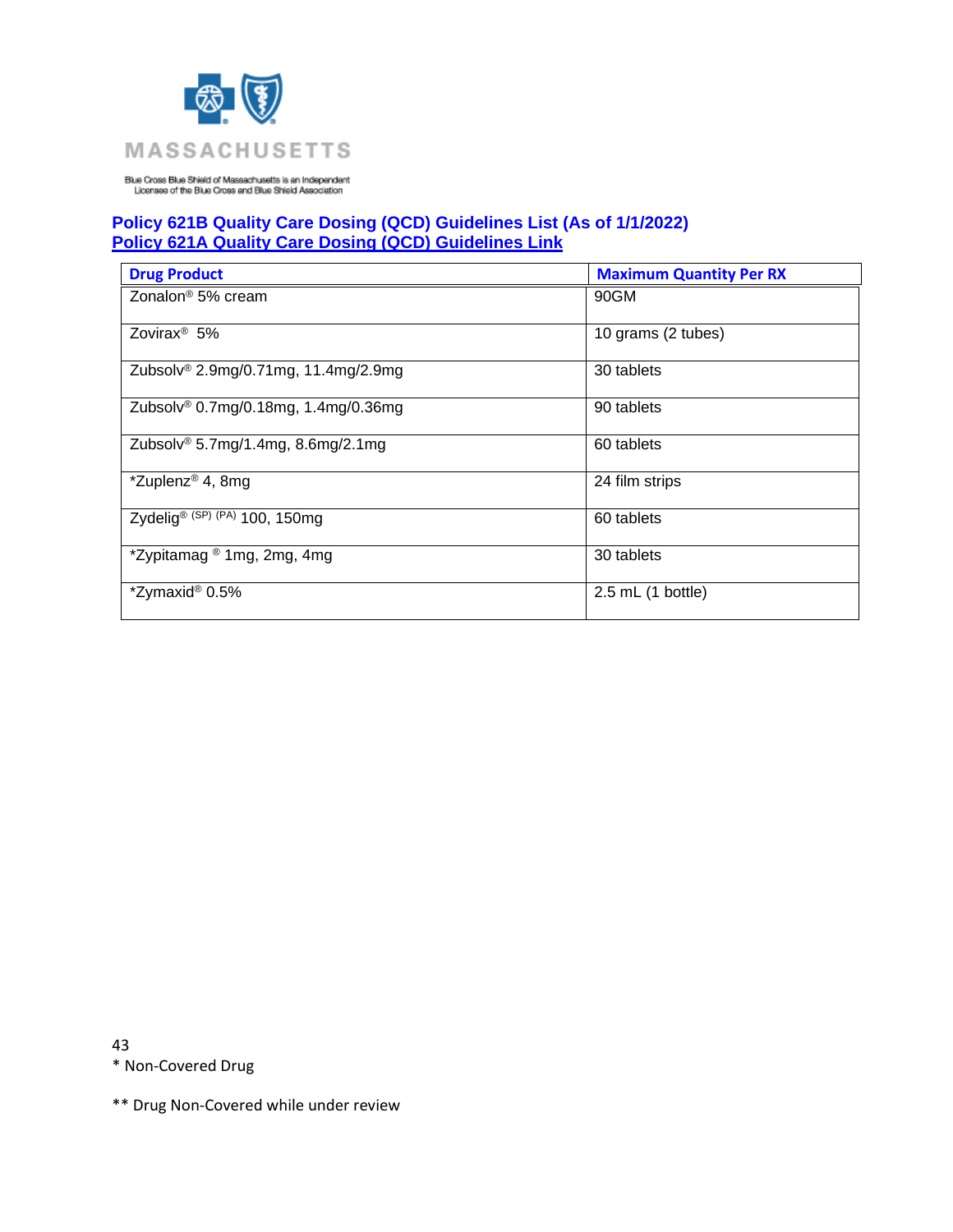MASSACHUSETTS

Blue Cross Blue Shield of Massachusetts is an Independent Licensee of the Blue Cross and Blue Shield Association

## Policy 621B Quality Care Dosing (QCD) Guidelines List (As of 1/1/2022)
## Policy 621A Quality Care Dosing (QCD) Guidelines Link

| Drug Product | Maximum Quantity Per RX |
|---|---|
| Zonalon® 5% cream | 90GM |
| Zovirax® 5% | 10 grams (2 tubes) |
| Zubsolv® 2.9mg/0.71mg, 11.4mg/2.9mg | 30 tablets |
| Zubsolv® 0.7mg/0.18mg, 1.4mg/0.36mg | 90 tablets |
| Zubsolv® 5.7mg/1.4mg, 8.6mg/2.1mg | 60 tablets |
| *Zuplenz® 4, 8mg | 24 film strips |
| Zydelig® (SP) (PA) 100, 150mg | 60 tablets |
| *Zypitamag ® 1mg, 2mg, 4mg | 30 tablets |
| *Zymaxid® 0.5% | 2.5 mL (1 bottle) |

* Non-Covered Drug

** Drug Non-Covered while under review